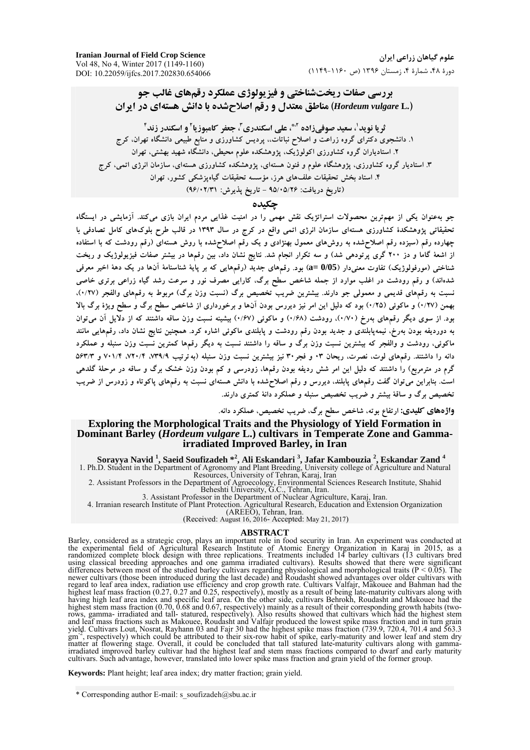# بررسی صفات ریخت‌شناختی و فیزیولوژی عملکرد رقم‌های غالب جو مناطق معتدل و رقم اصلاح‌شده با دانش هسته‌ای در ایران (*Hordeum vulgare* L.)

**ثریا نوید[۱]، سعید صوفی‌زاده [۲*]، علی اسکندری[۳]، جعفر کامبوزیا[۲] و اسکندر زند[۴]**

۱. دانشجوی دکترای گروه زراعت و اصلاح نباتات،، پردیس کشاورزی و منابع طبیعی دانشگاه تهران، کرج

۲. استادیاران گروه کشاورزی اکولوژیک، پژوهشکده علوم محیطی، دانشگاه شهید بهشتی، تهران

۳. استادیار گروه کشاورزی، پژوهشگاه علوم و فنون هسته‌ای، پژوهشکده کشاورزی هسته‌ای، سازمان انرژی اتمی، کرج

۴. استاد بخش تحقیقات علف‌های هرز، مؤسسه تحقیقات گیاه‌پزشکی کشور، تهران

(تاریخ دریافت: ۹۵/۰۵/۲۶ - تاریخ پذیرش: ۹۶/۰۲/۳۱)

## چکیده

جو به‌عنوان یکی از مهم‌ترین محصولات استراتژیک نقش مهمی را در امنیت غذایی مردم ایران بازی می‌کند. آزمایشی در ایستگاه تحقیقاتی پژوهشکدهٔ کشاورزی هسته‌ای سازمان انرژی اتمی واقع در کرج در سال ۱۳۹۳ در قالب طرح بلوک‌های کامل تصادفی با چهارده رقم (سیزده رقم اصلاح‌شده به روش‌های معمول بهنژادی و یک رقم اصلاح‌شده با روش هسته‌ای (رقم رودشت که با استفاده از اشعهٔ گاما و دز ۲۰۰ گری پرتودهی شد) و سه تکرار انجام شد. نتایج نشان داد، بین رقم‌ها در بیشتر صفات فیزیولوژیک و ریخت شناختی (مورفولوژیک) تفاوت معنی‌دار (a= 0/05) بود. رقم‌های جدید (رقم‌هایی که بر پایهٔ شناسنامهٔ آن‌ها در یک دههٔ اخیر معرفی شده‌اند) و رقم رودشت در اغلب موارد از جمله شاخص سطح برگ، کارایی مصرف نور و سرعت رشد گیاه زراعی برتری خاصی نسبت به رقم‌های قدیمی و معمولی جو دارند. بیشترین ضریب تخصیص برگ (نسبت وزن برگ) مربوط به رقم‌های والفجر (۰/۲۷)، بهمن (۰/۲۷) و ماکوئی (۰/۲۵) بود که دلیل این امر نیز دیررس بودن آن‌ها و برخورداری از شاخص سطح برگ و سطح ویژهٔ برگ بالا بود. از سوی دیگر رقم‌های بهرخ (۰/۷۰)، رودشت (۰/۶۸) و ماکوئی (۰/۶۷) بیشینه نسبت وزن ساقه داشتند که از دلایل آن می‌توان به دوردیفه بودن بهرخ، نیمه‌پابلندی و جدید بودن رقم رودشت و پابلندی ماکوئی اشاره کرد. همچنین نتایج نشان داد، رقم‌هایی مانند ماکوئی، رودشت و والفجر که بیشترین نسبت وزن برگ و ساقه را داشتند نسبت به دیگر رقم‌ها کمترین نسبت وزن سنبله و عملکرد دانه را داشتند. رقم‌های لوت، نصرت، ریحان ۰۳ و فجر۳۰ نیز بیشترین نسبت وزن سنبله (به‌ترتیب ۷۳۹/۹، ۷۲۰/۴، ۷۰۱/۴ و ۵۶۳/۳ گرم در مترمربع) را داشتند که دلیل این امر شش ردیفه بودن رقم‌ها، زودرسی و کم بودن وزن خشک برگ و ساقه در مرحلهٔ گلدهی است. بنابراین می‌توان گفت رقم‌های پابلند، دیررس و رقم اصلاح‌شده با دانش هسته‌ای نسبت به رقم‌های پاکوتاه و زودرس از ضریب تخصیص برگ و ساقهٔ بیشتر و ضریب تخصیص سنبله و عملکرد دانهٔ کمتری دارند.

**واژه‌های کلیدی:** ارتفاع بوته، شاخص سطح برگ، ضریب تخصیص، عملکرد دانه.

# Exploring the Morphological Traits and the Physiology of Yield Formation in Dominant Barley (*Hordeum vulgare* L.) cultivars in Temperate Zone and Gamma-irradiated Improved Barley, in Iran

**Sorayya Navid [1], Saeid Soufizadeh *[2], Ali Eskandari [3], Jafar Kambouzia [2], Eskandar Zand [4]**

1. Ph.D. Student in the Department of Agronomy and Plant Breeding, University college of Agriculture and Natural Resources, University of Tehran, Karaj, Iran
2. Assistant Professors in the Department of Agroecology, Environmental Sciences Research Institute, Shahid Beheshti University, G.C., Tehran, Iran.
3. Assistant Professor in the Department of Nuclear Agriculture, Karaj, Iran.
4. Irranian research Institute of Plant Protection. Agricultural Research, Education and Extension Organization (AREEO), Tehran, Iran.

(Received: August 16, 2016- Accepted: May 21, 2017)

## ABSTRACT

Barley, considered as a strategic crop, plays an important role in food security in Iran. An experiment was conducted at the experimental field of Agricultural Research Institute of Atomic Energy Organization in Karaj in 2015, as a randomized complete block design with three replications. Treatments included 14 barley cultivars (13 cultivars bred using classical breeding approaches and one gamma irradiated cultivars). Results showed that there were significant differences between most of the studied barley cultivars regarding physiological and morphological traits ($P < 0.05$). The newer cultivars (those been introduced during the last decade) and Roudasht showed advantages over older cultivars with regard to leaf area index, radiation use efficiency and crop growth rate. Cultivars Valfajr, Makouee and Bahman had the highest leaf mass fraction (0.27, 0.27 and 0.25, respectively), mostly as a result of being late-maturity cultivars along with having high leaf area index and specific leaf area. On the other side, cultivars Behrokh, Roudasht and Makouee had the highest stem mass fraction (0.70, 0.68 and 0.67, respectively) mainly as a result of their corresponding growth habits (two-rows, gamma- irradiated and tall- statured, respectively). Also results showed that cultivars which had the highest stem and leaf mass fractions such as Makouee, Roudasht and Valfajr produced the lowest spike mass fraction and in turn grain yield. Cultivars Lout, Nosrat, Rayhann 03 and Fajr 30 had the highest spike mass fraction (739.9, 720.4, 701.4 and 563.3 $gm^{-2}$, respectively) which could be attributed to their six-row habit of spike, early-maturity and lower leaf and stem dry matter at flowering stage. Overall, it could be concluded that tall statured late-maturity cultivars along with gamma-irradiated improved barley cultivar had the highest leaf and stem mass fractions compared to dwarf and early maturity cultivars. Such advantage, however, translated into lower spike mass fraction and grain yield of the former group.

**Keywords:** Plant height; leaf area index; dry matter fraction; grain yield.

\* Corresponding author E-mail: s_soufizadeh@sbu.ac.ir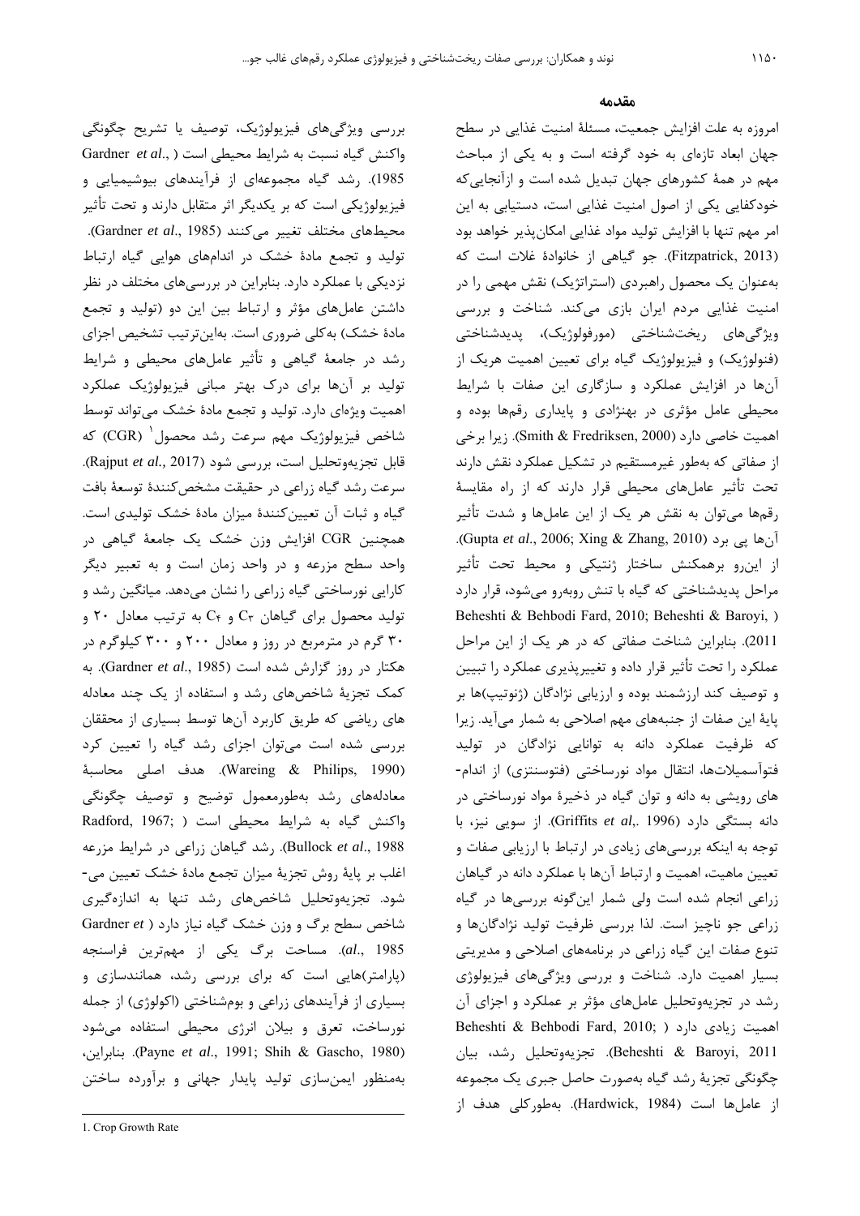## مقدمه

امروزه به علت افزایش جمعیت، مسئلهٔ امنیت غذایی در سطح جهان ابعاد تازه‌ای به خود گرفته است و به یکی از مباحث مهم در همهٔ کشورهای جهان تبدیل شده است و ازآنجایی‌که خودکفایی یکی از اصول امنیت غذایی است، دستیابی به این امر مهم تنها با افزایش تولید مواد غذایی امکان‌پذیر خواهد بود (Fitzpatrick, 2013). جو گیاهی از خانوادهٔ غلات است که به‌عنوان یک محصول راهبردی (استراتژیک) نقش مهمی را در امنیت غذایی مردم ایران بازی می‌کند. شناخت و بررسی ویژگی‌های ریخت‌شناختی (مورفولوژیک)، پدیدشناختی (فنولوژیک) و فیزیولوژیک گیاه برای تعیین اهمیت هریک از آن‌ها در افزایش عملکرد و سازگاری این صفات با شرایط محیطی عامل مؤثری در بهنژادی و پایداری رقم‌ها بوده و اهمیت خاصی دارد (Smith & Fredriksen, 2000). زیرا برخی از صفاتی که به‌طور غیرمستقیم در تشکیل عملکرد نقش دارند تحت تأثیر عامل‌های محیطی قرار دارند که از راه مقایسهٔ رقم‌ها می‌توان به نقش هر یک از این عامل‌ها و شدت تأثیر آن‌ها پی برد (Gupta *et al*., 2006; Xing & Zhang, 2010). از این‌رو برهمکنش ساختار ژنتیکی و محیط تحت تأثیر مراحل پدیدشناختی که گیاه با تنش روبه‌رو می‌شود، قرار دارد (Beheshti & Behbodi Fard, 2010; Beheshti & Baroyi, 2011). بنابراین شناخت صفاتی که در هر یک از این مراحل عملکرد را تحت تأثیر قرار داده و تغییرپذیری عملکرد را تبیین و توصیف کند ارزشمند بوده و ارزیابی نژادگان (ژنوتیپ)ها بر پایهٔ این صفات از جنبه‌های مهم اصلاحی به شمار می‌آید. زیرا که ظرفیت عملکرد دانه به توانایی نژادگان در تولید فتوآسمیلات‌ها، انتقال مواد نورساختی (فتوسنتزی) از اندام‌های رویشی به دانه و توان گیاه در ذخیرهٔ مواد نورساختی در دانه بستگی دارد (Griffits *et al*,. 1996). از سویی نیز، با توجه به اینکه بررسی‌های زیادی در ارتباط با ارزیابی صفات و تعیین ماهیت، اهمیت و ارتباط آن‌ها با عملکرد دانه در گیاهان زراعی انجام شده است ولی شمار این‌گونه بررسی‌ها در گیاه زراعی جو ناچیز است. لذا بررسی ظرفیت تولید نژادگان‌ها و تنوع صفات این گیاه زراعی در برنامه‌های اصلاحی و مدیریتی بسیار اهمیت دارد. شناخت و بررسی ویژگی‌های فیزیولوژی رشد در تجزیه‌وتحلیل عامل‌های مؤثر بر عملکرد و اجزای آن اهمیت زیادی دارد (Beheshti & Behbodi Fard, 2010; Beheshti & Baroyi, 2011). تجزیه‌وتحلیل رشد، بیان چگونگی تجزیهٔ رشد گیاه به‌صورت جبری حاصل یک مجموعه از عامل‌ها است (Hardwick, 1984). به‌طورکلی هدف از بررسی ویژگی‌های فیزیولوژیک، توصیف یا تشریح چگونگی واکنش گیاه نسبت به شرایط محیطی است (Gardner *et al*., 1985). رشد گیاه مجموعه‌ای از فرآیندهای بیوشیمیایی و فیزیولوژیکی است که به یکدیگر اثر متقابل دارند و تحت تأثیر محیط‌های مختلف تغییر می‌کنند (Gardner *et al*., 1985). تولید و تجمع مادهٔ خشک در اندام‌های هوایی گیاه ارتباط نزدیکی با عملکرد دارد. بنابراین در بررسی‌های مختلف در نظر داشتن عامل‌های مؤثر و ارتباط بین این دو (تولید و تجمع مادهٔ خشک) به‌کلی ضروری است. به‌این‌ترتیب تشخیص اجزای رشد در جامعهٔ گیاهی و تأثیر عامل‌های محیطی و شرایط تولید بر آن‌ها برای درک بهتر مبانی فیزیولوژیک عملکرد اهمیت ویژه‌ای دارد. تولید و تجمع مادهٔ خشک می‌تواند توسط شاخص فیزیولوژیک مهم سرعت رشد محصول[1] (CGR) که قابل تجزیه‌وتحلیل است، بررسی شود (Rajput *et al.*, 2017). سرعت رشد گیاه زراعی در حقیقت مشخص‌کنندهٔ توسعهٔ بافت گیاه و ثبات آن تعیین‌کنندهٔ میزان مادهٔ خشک تولیدی است. همچنین CGR افزایش وزن خشک یک جامعهٔ گیاهی در واحد سطح مزرعه و در واحد زمان است و به تعبیر دیگر کارایی نورساختی گیاه زراعی را نشان می‌دهد. میانگین رشد و تولید محصول برای گیاهان $C_3$ و $C_4$ به ترتیب معادل ۲۰ و ۳۰ گرم در مترمربع در روز و معادل ۲۰۰ و ۳۰۰ کیلوگرم در هکتار در روز گزارش شده است (Gardner *et al*., 1985). به کمک تجزیهٔ شاخص‌های رشد و استفاده از یک چند معادله‌ های ریاضی که طریق کاربرد آن‌ها توسط بسیاری از محققان بررسی شده است می‌توان اجزای رشد گیاه را تعیین کرد (Wareing & Philips, 1990). هدف اصلی محاسبهٔ معادله‌های رشد به‌طورمعمول توضیح و توصیف چگونگی واکنش گیاه به شرایط محیطی است (Radford, 1967; Bullock *et al*., 1988). رشد گیاهان زراعی در شرایط مزرعه اغلب بر پایهٔ روش تجزیهٔ میزان تجمع مادهٔ خشک تعیین می‌شود. تجزیه‌وتحلیل شاخص‌های رشد تنها به اندازه‌گیری شاخص سطح برگ و وزن خشک گیاه نیاز دارد (Gardner *et al*., 1985). مساحت برگ یکی از مهم‌ترین فراسنجه (پارامتر)هایی است که برای بررسی رشد، همانندسازی و بسیاری از فرآیندهای زراعی و بوم‌شناختی (اکولوژی) از جمله نورساخت، تعرق و بیلان انرژی محیطی استفاده می‌شود (Payne *et al*., 1991; Shih & Gascho, 1980). بنابراین، به‌منظور ایمن‌سازی تولید پایدار جهانی و برآورده ساختن

---

1. Crop Growth Rate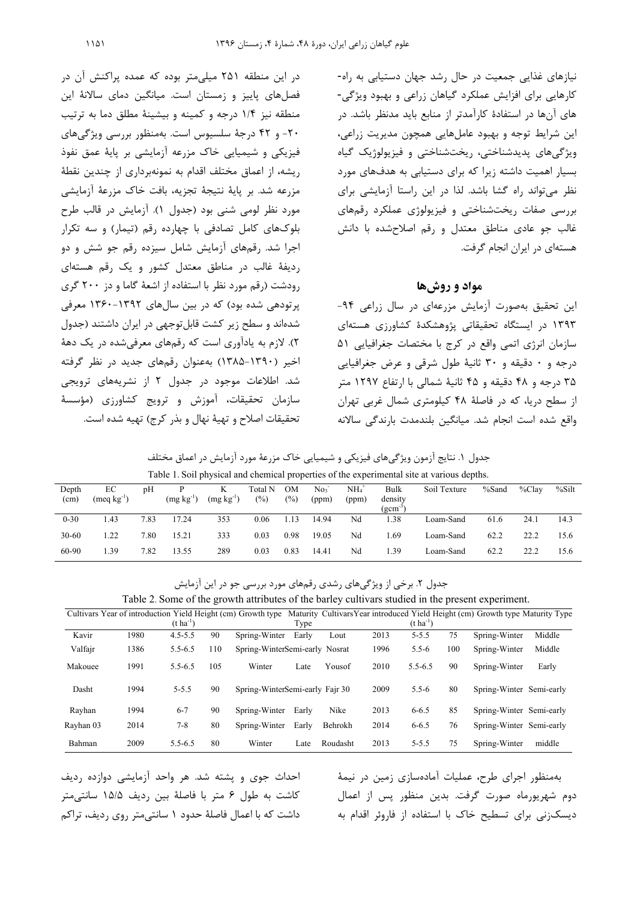نیازهای غذایی جمعیت در حال رشد جهان دستیابی به راه‌کارهایی برای افزایش عملکرد گیاهان زراعی و بهبود ویژگی‌های آن‌ها در استفادهٔ کارآمدتر از منابع باید مدنظر باشد. در این شرایط توجه و بهبود عامل‌هایی همچون مدیریت زراعی، ویژگی‌های پدیدشناختی، ریخت‌شناختی و فیزیولوژیک گیاه بسیار اهمیت داشته زیرا که برای دستیابی به هدف‌های مورد نظر می‌تواند راه گشا باشد. لذا در این راستا آزمایشی برای بررسی صفات ریخت‌شناختی و فیزیولوژی عملکرد رقم‌های غالب جو عادی مناطق معتدل و رقم اصلاح‌شده با دانش هسته‌ای در ایران انجام گرفت.

## مواد و روش‌ها

این تحقیق به‌صورت آزمایش مزرعه‌ای در سال زراعی ۹۴-۱۳۹۳ در ایستگاه تحقیقاتی پژوهشکدهٔ کشاورزی هسته‌ای سازمان انرژی اتمی واقع در کرج با مختصات جغرافیایی ۵۱ درجه و ۰ دقیقه و ۳۰ ثانیهٔ طول شرقی و عرض جغرافیایی ۳۵ درجه و ۴۸ دقیقه و ۴۵ ثانیهٔ شمالی با ارتفاع ۱۲۹۷ متر از سطح دریا، که در فاصلهٔ ۴۸ کیلومتری شمال غربی تهران واقع شده است انجام شد. میانگین بلندمدت بارندگی سالانه در این منطقه ۲۵۱ میلی‌متر بوده که عمده پراکنش آن در فصل‌های پاییز و زمستان است. میانگین دمای سالانهٔ این منطقه نیز ۱/۴ درجه و کمینه و بیشینهٔ مطلق دما به ترتیب ۲۰- و ۴۲ درجهٔ سلسیوس است. به‌منظور بررسی ویژگی‌های فیزیکی و شیمیایی خاک مزرعه آزمایشی بر پایهٔ عمق نفوذ ریشه، از اعماق مختلف اقدام به نمونه‌برداری از چندین نقطهٔ مزرعه شد. بر پایهٔ نتیجهٔ تجزیه، بافت خاک مزرعهٔ آزمایشی مورد نظر لومی شنی بود (جدول ۱). آزمایش در قالب طرح بلوک‌های کامل تصادفی با چهارده رقم (تیمار) و سه تکرار اجرا شد. رقم‌های آزمایش شامل سیزده رقم جو شش و دو ردیفهٔ غالب در مناطق معتدل کشور و یک رقم هسته‌ای رودشت (رقم مورد نظر با استفاده از اشعهٔ گاما و دز ۲۰۰ گری پرتودهی شده بود) که در بین سال‌های ۱۳۹۲-۱۳۶۰ معرفی شده‌اند و سطح زیر کشت قابل‌توجهی در ایران داشتند (جدول ۲). لازم به یادآوری است که رقم‌های معرفی‌شده در یک دههٔ اخیر (۱۳۹۰-۱۳۸۵) به‌عنوان رقم‌های جدید در نظر گرفته شد. اطلاعات موجود در جدول ۲ از نشریه‌های ترویجی سازمان تحقیقات، آموزش و ترویج کشاورزی (مؤسسهٔ تحقیقات اصلاح و تهیهٔ نهال و بذر کرج) تهیه شده است.

جدول ۱. نتایج آزمون ویژگی‌های فیزیکی و شیمیایی خاک مزرعهٔ مورد آزمایش در اعماق مختلف

Table 1. Soil physical and chemical properties of the experimental site at various depths.

| Depth (cm) | EC (meq $kg^{-1}$) | pH | P (mg $kg^{-1}$) | K (mg $kg^{-1}$) | Total N (%) | OM (%) | $No_3^-$ (ppm) | $NH_4^+$ (ppm) | Bulk density ($gcm^{-3}$) | Soil Texture | %Sand | %Clay | %Silt |
|---|---|---|---|---|---|---|---|---|---|---|---|---|---|
| 0-30 | 1.43 | 7.83 | 17.24 | 353 | 0.06 | 1.13 | 14.94 | Nd | 1.38 | Loam-Sand | 61.6 | 24.1 | 14.3 |
| 30-60 | 1.22 | 7.80 | 15.21 | 333 | 0.03 | 0.98 | 19.05 | Nd | 1.69 | Loam-Sand | 62.2 | 22.2 | 15.6 |
| 60-90 | 1.39 | 7.82 | 13.55 | 289 | 0.03 | 0.83 | 14.41 | Nd | 1.39 | Loam-Sand | 62.2 | 22.2 | 15.6 |

جدول ۲. برخی از ویژگی‌های رشدی رقم‌های مورد بررسی جو در این آزمایش

Table 2. Some of the growth attributes of the barley cultivars studied in the present experiment.

| Cultivars | Year of introduction | Yield (t $ha^{-1}$) | Height (cm) | Growth type | Maturity Type | Cultivars | Year introduced | Yield (t $ha^{-1}$) | Height (cm) | Growth type | Maturity Type |
|---|---|---|---|---|---|---|---|---|---|---|---|
| Kavir | 1980 | 4.5-5.5 | 90 | Spring-Winter | Early | Lout | 2013 | 5-5.5 | 75 | Spring-Winter | Middle |
| Valfajr | 1386 | 5.5-6.5 | 110 | Spring-Winter | Semi-early | Nosrat | 1996 | 5.5-6 | 100 | Spring-Winter | Middle |
| Makouee | 1991 | 5.5-6.5 | 105 | Winter | Late | Yousof | 2010 | 5.5-6.5 | 90 | Spring-Winter | Early |
| Dasht | 1994 | 5-5.5 | 90 | Spring-Winter | Semi-early | Fajr 30 | 2009 | 5.5-6 | 80 | Spring-Winter | Semi-early |
| Rayhan | 1994 | 6-7 | 90 | Spring-Winter | Early | Nike | 2013 | 6-6.5 | 85 | Spring-Winter | Semi-early |
| Rayhan 03 | 2014 | 7-8 | 80 | Spring-Winter | Early | Behrokh | 2014 | 6-6.5 | 76 | Spring-Winter | Semi-early |
| Bahman | 2009 | 5.5-6.5 | 80 | Winter | Late | Roudasht | 2013 | 5-5.5 | 75 | Spring-Winter | middle |

به‌منظور اجرای طرح، عملیات آماده‌سازی زمین در نیمهٔ دوم شهریورماه صورت گرفت. بدین منظور پس از اعمال دیسک‌زنی برای تسطیح خاک با استفاده از فاروئر اقدام به احداث جوی و پشته شد. هر واحد آزمایشی دوازده ردیف کاشت به طول ۶ متر با فاصلهٔ بین ردیف ۱۵/۵ سانتی‌متر داشت که با اعمال فاصلهٔ حدود ۱ سانتی‌متر روی ردیف، تراکم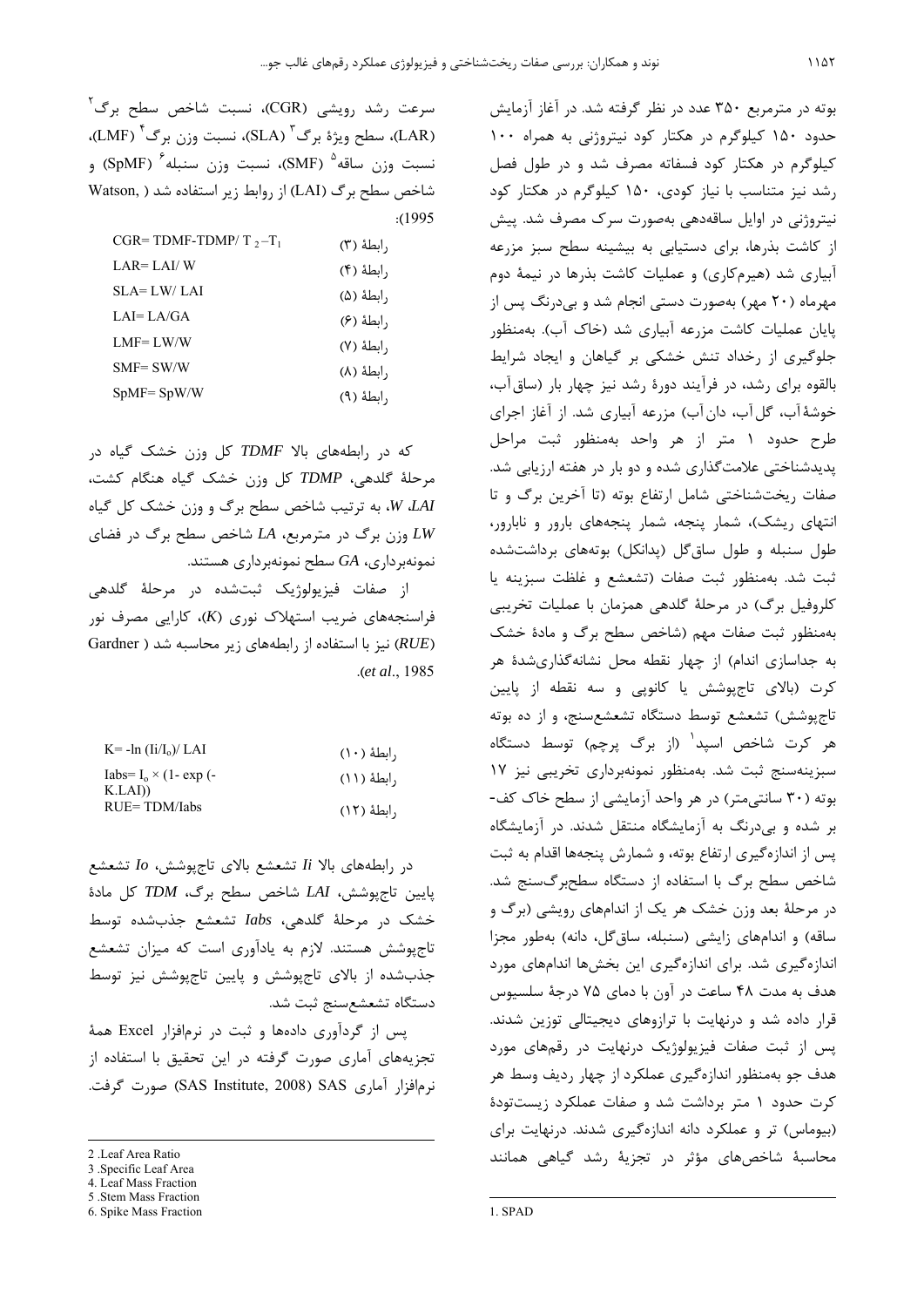بوته در مترمربع ۳۵۰ عدد در نظر گرفته شد. در آغاز آزمایش حدود ۱۵۰ کیلوگرم در هکتار کود نیتروژنی به همراه ۱۰۰ کیلوگرم در هکتار کود فسفاته مصرف شد و در طول فصل رشد نیز متناسب با نیاز کودی، ۱۵۰ کیلوگرم در هکتار کود نیتروژنی در اوایل ساقه‌دهی به‌صورت سرک مصرف شد. پیش از کاشت بذرها، برای دستیابی به بیشینه سطح سبز مزرعه آبیاری شد (هیرم‌کاری) و عملیات کاشت بذرها در نیمهٔ دوم مهرماه (۲۰ مهر) به‌صورت دستی انجام شد و بی‌درنگ پس از پایان عملیات کاشت مزرعه آبیاری شد (خاک آب). به‌منظور جلوگیری از رخداد تنش خشکی بر گیاهان و ایجاد شرایط بالقوه برای رشد، در فرآیند دورهٔ رشد نیز چهار بار (ساق‌آب، خوشهٔ‌آب، گل‌آب، دان‌آب) مزرعه آبیاری شد. از آغاز اجرای طرح حدود ۱ متر از هر واحد به‌منظور ثبت مراحل پدیدشناختی علامت‌گذاری شده و دو بار در هفته ارزیابی شد. صفات ریخت‌شناختی شامل ارتفاع بوته (تا آخرین برگ و تا انتهای ریشک)، شمار پنجه، شمار پنجه‌های بارور و نابارور، طول سنبله و طول ساق‌گل (پدانکل) بوته‌های برداشت‌شده ثبت شد. به‌منظور ثبت صفات (تشعشع و غلظت سبزینه یا کلروفیل برگ) در مرحلهٔ گلدهی همزمان با عملیات تخریبی به‌منظور ثبت صفات مهم (شاخص سطح برگ و مادهٔ خشک به جداسازی اندام) از چهار نقطه محل نشانه‌گذاری‌شدهٔ هر کرت (بالای تاج‌پوشش یا کانوپی و سه نقطه از پایین تاج‌پوشش) تشعشع توسط دستگاه تشعشع‌سنج، و از ده بوته هر کرت شاخص اسپد[1] (از برگ پرچم) توسط دستگاه سبزینه‌سنج ثبت شد. به‌منظور نمونه‌برداری تخریبی نیز ۱۷ بوته (۳۰ سانتی‌متر) در هر واحد آزمایشی از سطح خاک کف‌بر شده و بی‌درنگ به آزمایشگاه منتقل شدند. در آزمایشگاه پس از اندازه‌گیری ارتفاع بوته، و شمارش پنجه‌ها اقدام به ثبت شاخص سطح برگ با استفاده از دستگاه سطح‌برگ‌سنج شد. در مرحلهٔ بعد وزن خشک هر یک از اندام‌های رویشی (برگ و ساقه) و اندام‌های زایشی (سنبله، ساق‌گل، دانه) به‌طور مجزا اندازه‌گیری شد. برای اندازه‌گیری این بخش‌ها اندام‌های مورد هدف به مدت ۴۸ ساعت در آون با دمای ۷۵ درجهٔ سلسیوس قرار داده شد و درنهایت با ترازوهای دیجیتالی توزین شدند. پس از ثبت صفات فیزیولوژیک درنهایت در رقم‌های مورد هدف جو به‌منظور اندازه‌گیری عملکرد از چهار ردیف وسط هر کرت حدود ۱ متر برداشت شد و صفات عملکرد زیست‌تودهٔ (بیوماس) تر و عملکرد دانه اندازه‌گیری شدند. درنهایت برای محاسبهٔ شاخص‌های مؤثر در تجزیهٔ رشد گیاهی همانند سرعت رشد رویشی (CGR)، نسبت شاخص سطح برگ[2] (LAR)، سطح ویژهٔ برگ[3] (SLA)، نسبت وزن برگ[4] (LMF)، نسبت وزن ساقه[5] (SMF)، نسبت وزن سنبله[6] (SpMF) و شاخص سطح برگ (LAI) از روابط زیر استفاده شد (Watson, 1995):

$$CGR = TDMF - TDMP / T_2 - T_1 \qquad \text{رابطهٔ (۳)}$$

$$LAR = LAI / W \qquad \text{رابطهٔ (۴)}$$

$$SLA = LW / LAI \qquad \text{رابطهٔ (۵)}$$

$$LAI = LA / GA \qquad \text{رابطهٔ (۶)}$$

$$LMF = LW / W \qquad \text{رابطهٔ (۷)}$$

$$SMF = SW / W \qquad \text{رابطهٔ (۸)}$$

$$SpMF = SpW / W \qquad \text{رابطهٔ (۹)}$$

که در رابطه‌های بالا *TDMF* کل وزن خشک گیاه در مرحلهٔ گلدهی، *TDMP* کل وزن خشک گیاه هنگام کشت، *W*، *LAI*، به ترتیب شاخص سطح برگ و وزن خشک کل گیاه *LW* وزن برگ در مترمربع، *LA* شاخص سطح برگ در فضای نمونه‌برداری، *GA* سطح نمونه‌برداری هستند.

از صفات فیزیولوژیک ثبت‌شده در مرحلهٔ گلدهی فراسنجه‌های ضریب استهلاک نوری (*K*)، کارایی مصرف نور (*RUE*) نیز با استفاده از رابطه‌های زیر محاسبه شد (Gardner *et al*., 1985).

$$K = -\ln (Ii/I_o) / LAI \qquad \text{رابطهٔ (۱۰)}$$

$$Iabs = I_o \times (1 - \exp(-K.LAI)) \qquad \text{رابطهٔ (۱۱)}$$

$$RUE = TDM / Iabs \qquad \text{رابطهٔ (۱۲)}$$

در رابطه‌های بالا *Ii* تشعشع بالای تاج‌پوشش، *Io* تشعشع پایین تاج‌پوشش، *LAI* شاخص سطح برگ، *TDM* کل مادهٔ خشک در مرحلهٔ گلدهی، *Iabs* تشعشع جذب‌شده توسط تاج‌پوشش هستند. لازم به یادآوری است که میزان تشعشع جذب‌شده از بالای تاج‌پوشش و پایین تاج‌پوشش نیز توسط دستگاه تشعشع‌سنج ثبت شد.

پس از گردآوری داده‌ها و ثبت در نرم‌افزار Excel همهٔ تجزیه‌های آماری صورت گرفته در این تحقیق با استفاده از نرم‌افزار آماری SAS (SAS Institute, 2008) صورت گرفت.

---

1. SPAD
2. Leaf Area Ratio
3. Specific Leaf Area
4. Leaf Mass Fraction
5. Stem Mass Fraction
6. Spike Mass Fraction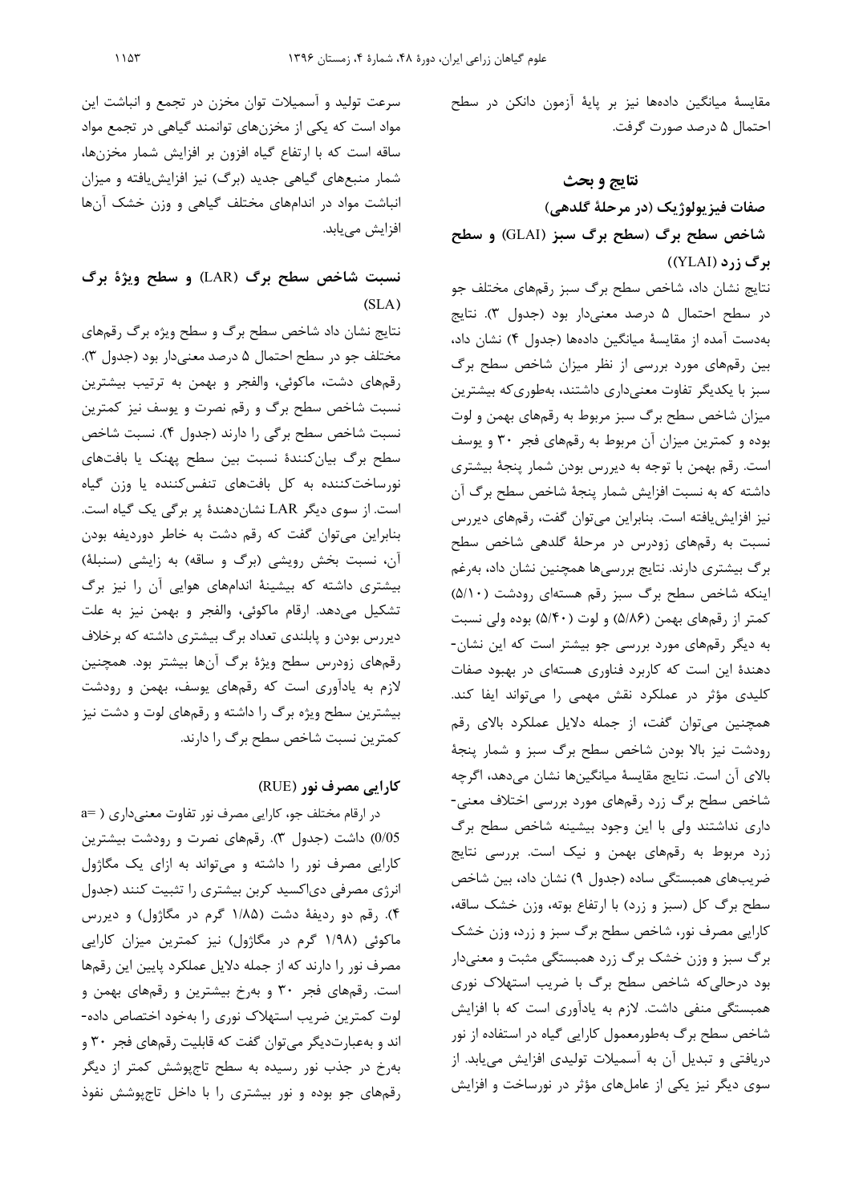مقایسهٔ میانگین داده‌ها نیز بر پایهٔ آزمون دانکن در سطح احتمال ۵ درصد صورت گرفت.

## نتایج و بحث

### صفات فیزیولوژیک (در مرحلهٔ گلدهی)

#### شاخص سطح برگ (سطح برگ سبز (GLAI) و سطح برگ زرد (YLAI))

نتایج نشان داد، شاخص سطح برگ سبز رقم‌های مختلف جو در سطح احتمال ۵ درصد معنی‌دار بود (جدول ۳). نتایج به‌دست آمده از مقایسهٔ میانگین داده‌ها (جدول ۴) نشان داد، بین رقم‌های مورد بررسی از نظر میزان شاخص سطح برگ سبز با یکدیگر تفاوت معنی‌داری داشتند، به‌طوری‌که بیشترین میزان شاخص سطح برگ سبز مربوط به رقم‌های بهمن و لوت بوده و کمترین میزان آن مربوط به رقم‌های فجر ۳۰ و یوسف است. رقم بهمن با توجه به دیررس بودن شمار پنجهٔ بیشتری داشته که به نسبت افزایش شمار پنجهٔ شاخص سطح برگ آن نیز افزایش‌یافته است. بنابراین می‌توان گفت، رقم‌های دیررس نسبت به رقم‌های زودرس در مرحلهٔ گلدهی شاخص سطح برگ بیشتری دارند. نتایج بررسی‌ها همچنین نشان داد، به‌رغم اینکه شاخص سطح برگ سبز رقم هسته‌ای رودشت (۵/۱۰) کمتر از رقم‌های بهمن (۵/۸۶) و لوت (۵/۴۰) بوده ولی نسبت به دیگر رقم‌های مورد بررسی جو بیشتر است که این نشان‌دهندهٔ این است که کاربرد فناوری هسته‌ای در بهبود صفات کلیدی مؤثر در عملکرد نقش مهمی را می‌تواند ایفا کند. همچنین می‌توان گفت، از جمله دلایل عملکرد بالای رقم رودشت نیز بالا بودن شاخص سطح برگ سبز و شمار پنجهٔ بالای آن است. نتایج مقایسهٔ میانگین‌ها نشان می‌دهد، اگرچه شاخص سطح برگ زرد رقم‌های مورد بررسی اختلاف معنی‌داری نداشتند ولی با این وجود بیشینه شاخص سطح برگ زرد مربوط به رقم‌های بهمن و نیک است. بررسی نتایج ضریب‌های همبستگی ساده (جدول ۹) نشان داد، بین شاخص سطح برگ کل (سبز و زرد) با ارتفاع بوته، وزن خشک ساقه، کارایی مصرف نور، شاخص سطح برگ سبز و زرد، وزن خشک برگ سبز و وزن خشک برگ زرد همبستگی مثبت و معنی‌دار بود درحالی‌که شاخص سطح برگ با ضریب استهلاک نوری همبستگی منفی داشت. لازم به یادآوری است که با افزایش شاخص سطح برگ به‌طورمعمول کارایی گیاه در استفاده از نور دریافتی و تبدیل آن به آسیمیلات تولیدی افزایش می‌یابد. از سوی دیگر نیز یکی از عامل‌های مؤثر در نورساخت و افزایش سرعت تولید و آسیمیلات توان مخزن در تجمع و انباشت این مواد است که یکی از مخزن‌های توانمند گیاهی در تجمع مواد ساقه است که با ارتفاع گیاه افزون بر افزایش شمار مخزن‌ها، شمار منبع‌های گیاهی جدید (برگ) نیز افزایش‌یافته و میزان انباشت مواد در اندام‌های مختلف گیاهی و وزن خشک آن‌ها افزایش می‌یابد.

#### نسبت شاخص سطح برگ (LAR) و سطح ویژهٔ برگ (SLA)

نتایج نشان داد شاخص سطح برگ و سطح ویژه برگ رقم‌های مختلف جو در سطح احتمال ۵ درصد معنی‌دار بود (جدول ۳). رقم‌های دشت، ماکوئی، والفجر و بهمن به ترتیب بیشترین نسبت شاخص سطح برگ و رقم نصرت و یوسف نیز کمترین نسبت شاخص سطح برگی را دارند (جدول ۴). نسبت شاخص سطح برگ بیان‌کنندهٔ نسبت بین سطح پهنک یا بافت‌های نورساخت‌کننده به کل بافت‌های تنفس‌کننده یا وزن گیاه است. از سوی دیگر LAR نشان‌دهندهٔ پر برگی یک گیاه است. بنابراین می‌توان گفت که رقم دشت به خاطر دوردیفه بودن آن، نسبت بخش رویشی (برگ و ساقه) به زایشی (سنبلهٔ) بیشتری داشته که بیشینهٔ اندام‌های هوایی آن را نیز برگ تشکیل می‌دهد. ارقام ماکوئی، والفجر و بهمن نیز به علت دیررس بودن و پابلندی تعداد برگ بیشتری داشته که برخلاف رقم‌های زودرس سطح ویژهٔ برگ آن‌ها بیشتر بود. همچنین لازم به یادآوری است که رقم‌های یوسف، بهمن و رودشت بیشترین سطح ویژه برگ را داشته و رقم‌های لوت و دشت نیز کمترین نسبت شاخص سطح برگ را دارند.

#### کارایی مصرف نور (RUE)

در ارقام مختلف جو، کارایی مصرف نور تفاوت معنی‌داری ( a= 0/05) داشت (جدول ۳). رقم‌های نصرت و رودشت بیشترین کارایی مصرف نور را داشته و می‌تواند به ازای یک مگاژول انرژی مصرفی دی‌اکسید کربن بیشتری را تثبیت کنند (جدول ۴). رقم دو ردیفهٔ دشت (۱/۸۵ گرم در مگاژول) و دیررس ماکوئی (۱/۹۸ گرم در مگاژول) نیز کمترین میزان کارایی مصرف نور را دارند که از جمله دلایل عملکرد پایین این رقم‌ها است. رقم‌های فجر ۳۰ و بهرخ بیشترین و رقم‌های بهمن و لوت کمترین ضریب استهلاک نوری را به‌خود اختصاص داده‌اند و به‌عبارت‌دیگر می‌توان گفت که قابلیت رقم‌های فجر ۳۰ و بهرخ در جذب نور رسیده به سطح تاج‌پوشش کمتر از دیگر رقم‌های جو بوده و نور بیشتری را با داخل تاج‌پوشش نفوذ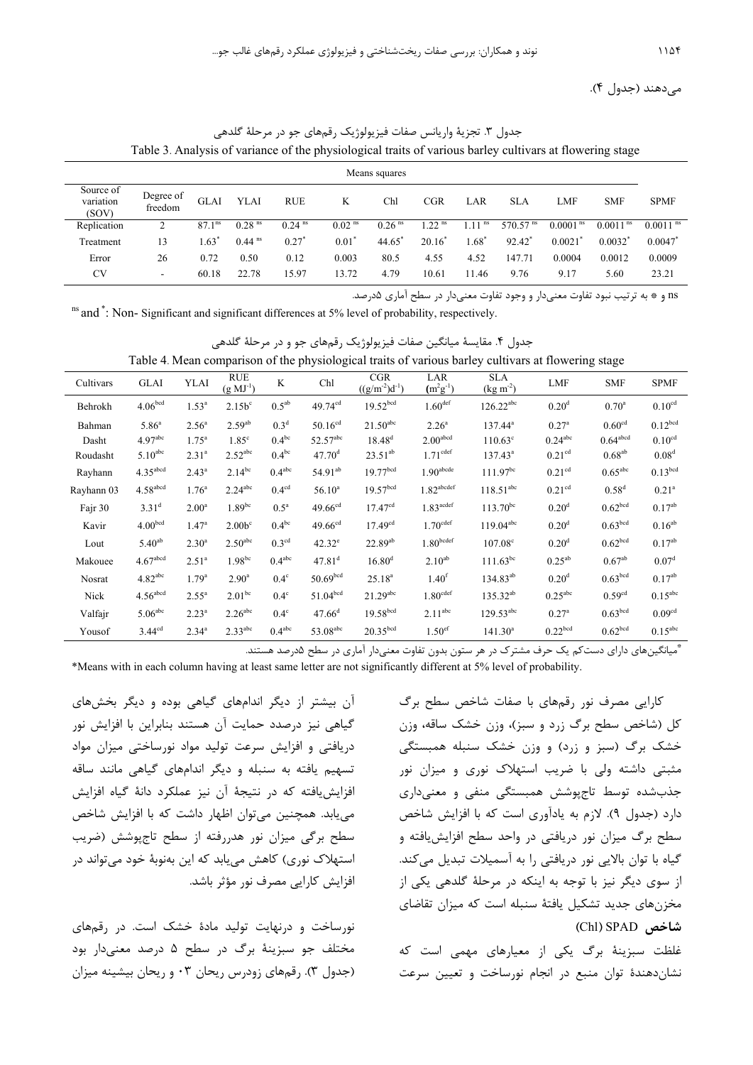می‌دهند (جدول ۴).

جدول ۳. تجزیهٔ واریانس صفات فیزیولوژیک رقم‌های جو در مرحلهٔ گلدهی

Table 3. Analysis of variance of the physiological traits of various barley cultivars at flowering stage

| Source of variation (SOV) | Degree of freedom | Means squares | | | | | | | | | | |
|---|---|---|---|---|---|---|---|---|---|---|---|---|
| | | GLAI | YLAI | RUE | K | Chl | CGR | LAR | SLA | LMF | SMF | SPMF |
| Replication | 2 | 87.1[ns] | 0.28 [ns] | 0.24 [ns] | 0.02 [ns] | 0.26 [ns] | 1.22 [ns] | 1.11 [ns] | 570.57 [ns] | 0.0001 [ns] | 0.0011 [ns] | 0.0011 [ns] |
| Treatment | 13 | 1.63* | 0.44 [ns] | 0.27* | 0.01* | 44.65* | 20.16* | 1.68* | 92.42* | 0.0021* | 0.0032* | 0.0047* |
| Error | 26 | 0.72 | 0.50 | 0.12 | 0.003 | 80.5 | 4.55 | 4.52 | 147.71 | 0.0004 | 0.0012 | 0.0009 |
| CV | - | 60.18 | 22.78 | 15.97 | 13.72 | 4.79 | 10.61 | 11.46 | 9.76 | 9.17 | 5.60 | 23.21 |

ns و * به ترتیب نبود تفاوت معنی‌دار و وجود تفاوت معنی‌دار در سطح آماری ۵درصد.

[ns] and *: Non- Significant and significant differences at 5% level of probability, respectively.

جدول ۴. مقایسهٔ میانگین صفات فیزیولوژیک رقم‌های جو و در مرحلهٔ گلدهی

Table 4. Mean comparison of the physiological traits of various barley cultivars at flowering stage

| Cultivars | GLAI | YLAI | RUE ($g\ MJ^{-1}$) | K | Chl | CGR ($(g/m^{-2})d^{-1}$) | LAR ($m^2g^{-1}$) | SLA ($kg\ m^{-2}$) | LMF | SMF | SPMF |
|---|---|---|---|---|---|---|---|---|---|---|---|
| Behrokh | 4.06[bcd] | 1.53[a] | 2.15[bc] | 0.5[ab] | 49.74[cd] | 19.52[bcd] | 1.60[def] | 126.22[abc] | 0.20[d] | 0.70[a] | 0.10[cd] |
| Bahman | 5.86[a] | 2.56[a] | 2.59[ab] | 0.3[d] | 50.16[cd] | 21.50[abc] | 2.26[a] | 137.44[a] | 0.27[a] | 0.60[cd] | 0.12[bcd] |
| Dasht | 4.97[abc] | 1.75[a] | 1.85[c] | 0.4[bc] | 52.57[abc] | 18.48[d] | 2.00[abcd] | 110.63[c] | 0.24[abc] | 0.64[abcd] | 0.10[cd] |
| Roudasht | 5.10[abc] | 2.31[a] | 2.52[abc] | 0.4[bc] | 47.70[d] | 23.51[ab] | 1.71[cdef] | 137.43[a] | 0.21[cd] | 0.68[ab] | 0.08[d] |
| Rayhann | 4.35[abcd] | 2.43[a] | 2.14[bc] | 0.4[abc] | 54.91[ab] | 19.77[bcd] | 1.90[abcde] | 111.97[bc] | 0.21[cd] | 0.65[abc] | 0.13[bcd] |
| Rayhann 03 | 4.58[abcd] | 1.76[a] | 2.24[abc] | 0.4[cd] | 56.10[a] | 19.57[bcd] | 1.82[abcdef] | 118.51[abc] | 0.21[cd] | 0.58[d] | 0.21[a] |
| Fajr 30 | 3.31[d] | 2.00[a] | 1.89[bc] | 0.5[a] | 49.66[cd] | 17.47[cd] | 1.83[acdef] | 113.70[bc] | 0.20[d] | 0.62[bcd] | 0.17[ab] |
| Kavir | 4.00[bcd] | 1.47[a] | 2.00[bc] | 0.4[bc] | 49.66[cd] | 17.49[cd] | 1.70[cdef] | 119.04[abc] | 0.20[d] | 0.63[bcd] | 0.16[ab] |
| Lout | 5.40[ab] | 2.30[a] | 2.50[abc] | 0.3[cd] | 42.32[e] | 22.89[ab] | 1.80[bcdef] | 107.08[c] | 0.20[d] | 0.62[bcd] | 0.17[ab] |
| Makouee | 4.67[abcd] | 2.51[a] | 1.98[bc] | 0.4[abc] | 47.81[d] | 16.80[d] | 2.10[ab] | 111.63[bc] | 0.25[ab] | 0.67[ab] | 0.07[d] |
| Nosrat | 4.82[abc] | 1.79[a] | 2.90[a] | 0.4[c] | 50.69[bcd] | 25.18[a] | 1.40[f] | 134.83[ab] | 0.20[d] | 0.63[bcd] | 0.17[ab] |
| Nick | 4.56[abcd] | 2.55[a] | 2.01[bc] | 0.4[c] | 51.04[bcd] | 21.29[abc] | 1.80[cdef] | 135.32[ab] | 0.25[ab] | 0.59[cd] | 0.15[abc] |
| Valfajr | 5.06[abc] | 2.23[a] | 2.26[abc] | 0.4[c] | 47.66[d] | 19.58[bcd] | 2.11[abc] | 129.53[abc] | 0.27[a] | 0.63[bcd] | 0.09[cd] |
| Yousof | 3.44[cd] | 2.34[a] | 2.33[abc] | 0.4[abc] | 53.08[abc] | 20.35[bcd] | 1.50[ef] | 141.30[a] | 0.22[bcd] | 0.62[bcd] | 0.15[abc] |

*میانگین‌های دارای دست‌کم یک حرف مشترک در هر ستون بدون تفاوت معنی‌دار آماری در سطح ۵درصد هستند.

*Means with in each column having at least same letter are not significantly different at 5% level of probability.

کارایی مصرف نور رقم‌های با صفات شاخص سطح برگ کل (شاخص سطح برگ زرد و سبز)، وزن خشک ساقه، وزن خشک برگ (سبز و زرد) و وزن خشک سنبله همبستگی مثبتی داشته ولی با ضریب استهلاک نوری و میزان نور جذب‌شده توسط تاج‌پوشش همبستگی منفی و معنی‌داری دارد (جدول ۹). لازم به یادآوری است که با افزایش شاخص سطح برگ میزان نور دریافتی در واحد سطح افزایش‌یافته و گیاه با توان بالایی نور دریافتی را به آسمیلات تبدیل می‌کند. از سوی دیگر نیز با توجه به اینکه در مرحلهٔ گلدهی یکی از مخزن‌های جدید تشکیل یافتهٔ سنبله است که میزان تقاضای آن بیشتر از دیگر اندام‌های گیاهی بوده و دیگر بخش‌های گیاهی نیز درصدد حمایت آن هستند بنابراین با افزایش نور دریافتی و افزایش سرعت تولید مواد نورساختی میزان مواد تسهیم یافته به سنبله و دیگر اندام‌های گیاهی مانند ساقه افزایش‌یافته که در نتیجهٔ آن نیز عملکرد دانهٔ گیاه افزایش می‌یابد. همچنین می‌توان اظهار داشت که با افزایش شاخص سطح برگی میزان نور هدررفته از سطح تاج‌پوشش (ضریب استهلاک نوری) کاهش می‌یابد که این به‌نوبهٔ خود می‌تواند در افزایش کارایی مصرف نور مؤثر باشد.

**شاخص (Chl) SPAD**

غلظت سبزینهٔ برگ یکی از معیارهای مهمی است که نشان‌دهندهٔ توان منبع در انجام نورساخت و تعیین سرعت نورساخت و درنهایت تولید مادهٔ خشک است. در رقم‌های مختلف جو سبزینهٔ برگ در سطح ۵ درصد معنی‌دار بود (جدول ۳). رقم‌های زودرس ریحان ۰۳ و ریحان بیشینه میزان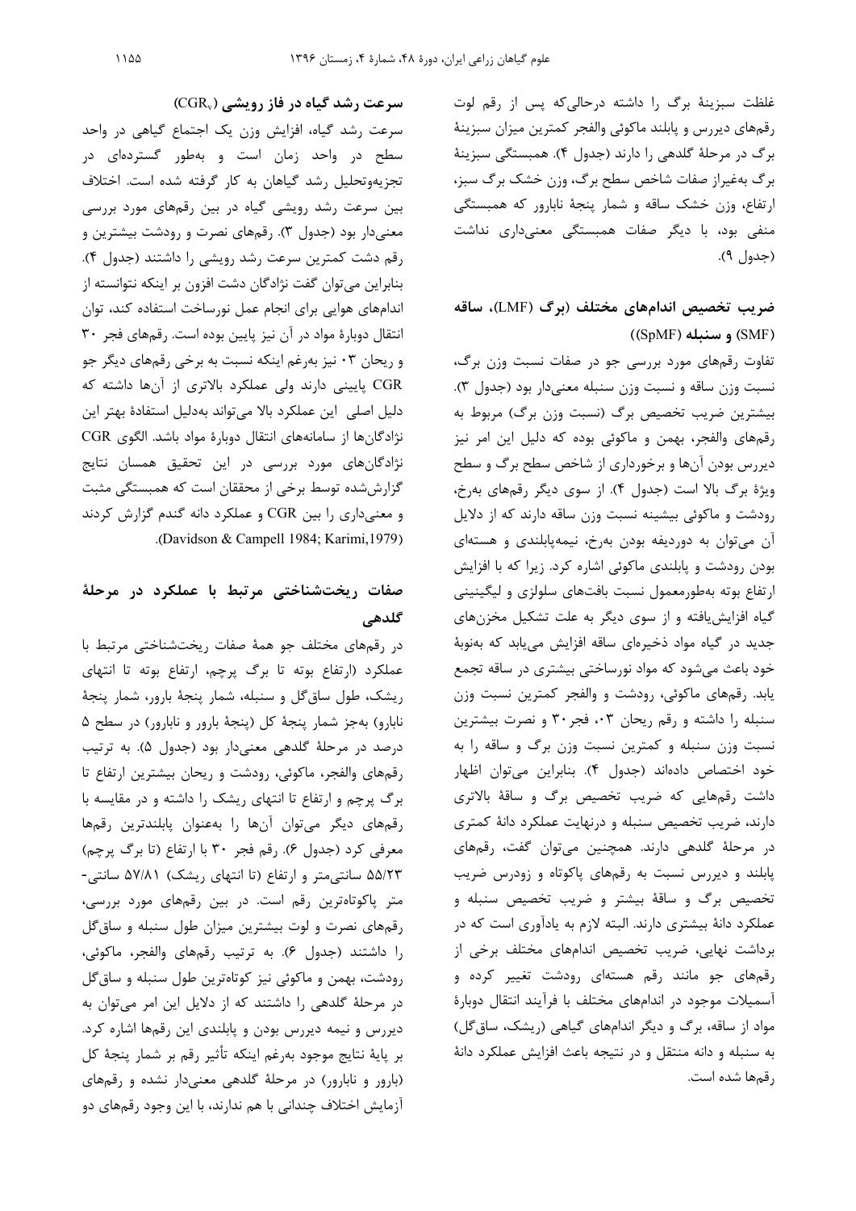غلظت سبزینهٔ برگ را داشته درحالی‌که پس از رقم لوت رقم‌های دیررس و پابلند ماکوئی والفجر کمترین میزان سبزینهٔ برگ در مرحلهٔ گلدهی را دارند (جدول ۴). همبستگی سبزینهٔ برگ به‌غیراز صفات شاخص سطح برگ، وزن خشک برگ سبز، ارتفاع، وزن خشک ساقه و شمار پنجهٔ نابارور که همبستگی منفی بود، با دیگر صفات همبستگی معنی‌داری نداشت (جدول ۹).

## ضریب تخصیص اندام‌های مختلف (برگ (LMF)، ساقه (SMF) و سنبله (SpMF))

تفاوت رقم‌های مورد بررسی جو در صفات نسبت وزن برگ، نسبت وزن ساقه و نسبت وزن سنبله معنی‌دار بود (جدول ۳). بیشترین ضریب تخصیص برگ (نسبت وزن برگ) مربوط به رقم‌های والفجر، بهمن و ماکوئی بوده که دلیل این امر نیز دیررس بودن آن‌ها و برخورداری از شاخص سطح برگ و سطح ویژهٔ برگ بالا است (جدول ۴). از سوی دیگر رقم‌های بهرخ، رودشت و ماکوئی بیشینه نسبت وزن ساقه دارند که از دلایل آن می‌توان به دوردیفه بودن بهرخ، نیمه‌پابلندی و هسته‌ای بودن رودشت و پابلندی ماکوئی اشاره کرد. زیرا که با افزایش ارتفاع بوته به‌طورمعمول نسبت بافت‌های سلولزی و لیگنینی گیاه افزایش‌یافته و از سوی دیگر به علت تشکیل مخزن‌های جدید در گیاه مواد ذخیره‌ای ساقه افزایش می‌یابد که به‌نوبهٔ خود باعث می‌شود که مواد نورساختی بیشتری در ساقه تجمع یابد. رقم‌های ماکوئی، رودشت و والفجر کمترین نسبت وزن سنبله را داشته و رقم ریحان ۰۳، فجر۳۰ و نصرت بیشترین نسبت وزن سنبله و کمترین نسبت وزن برگ و ساقه را به خود اختصاص داده‌اند (جدول ۴). بنابراین می‌توان اظهار داشت رقم‌هایی که ضریب تخصیص برگ و ساقهٔ بالاتری دارند، ضریب تخصیص سنبله و درنهایت عملکرد دانهٔ کمتری در مرحلهٔ گلدهی دارند. همچنین می‌توان گفت، رقم‌های پابلند و دیررس نسبت به رقم‌های پاکوتاه و زودرس ضریب تخصیص برگ و ساقهٔ بیشتر و ضریب تخصیص سنبله و عملکرد دانهٔ بیشتری دارند. البته لازم به یادآوری است که در برداشت نهایی، ضریب تخصیص اندام‌های مختلف برخی از رقم‌های جو مانند رقم هسته‌ای رودشت تغییر کرده و آسیملات موجود در اندام‌های مختلف با فرآیند انتقال دوبارهٔ مواد از ساقه، برگ و دیگر اندام‌های گیاهی (ریشک، ساق‌گل) به سنبله و دانه منتقل و در نتیجه باعث افزایش عملکرد دانهٔ رقم‌ها شده است.

## سرعت رشد گیاه در فاز رویشی ($CGR_v$)

سرعت رشد گیاه، افزایش وزن یک اجتماع گیاهی در واحد سطح در واحد زمان است و به‌طور گسترده‌ای در تجزیه‌وتحلیل رشد گیاهان به کار گرفته شده است. اختلاف بین سرعت رشد رویشی گیاه در بین رقم‌های مورد بررسی معنی‌دار بود (جدول ۳). رقم‌های نصرت و رودشت بیشترین و رقم دشت کمترین سرعت رشد رویشی را داشتند (جدول ۴). بنابراین می‌توان گفت نژادگان دشت افزون بر اینکه نتوانسته از اندام‌های هوایی برای انجام عمل نورساخت استفاده کند، توان انتقال دوبارهٔ مواد در آن نیز پایین بوده است. رقم‌های فجر ۳۰ و ریحان ۰۳ نیز به‌رغم اینکه نسبت به برخی رقم‌های دیگر جو CGR پایینی دارند ولی عملکرد بالاتری از آن‌ها داشته که دلیل اصلی این عملکرد بالا می‌تواند به‌دلیل استفادهٔ بهتر این نژادگان‌ها از سامانه‌های انتقال دوبارهٔ مواد باشد. الگوی CGR نژادگان‌های مورد بررسی در این تحقیق همسان نتایج گزارش‌شده توسط برخی از محققان است که همبستگی مثبت و معنی‌داری را بین CGR و عملکرد دانه گندم گزارش کردند (Davidson & Campell 1984; Karimi,1979).

## صفات ریخت‌شناختی مرتبط با عملکرد در مرحلهٔ گلدهی

در رقم‌های مختلف جو همهٔ صفات ریخت‌شناختی مرتبط با عملکرد (ارتفاع بوته تا برگ پرچم، ارتفاع بوته تا انتهای ریشک، طول ساق‌گل و سنبله، شمار پنجهٔ بارور، شمار پنجهٔ نابارو) به‌جز شمار پنجهٔ کل (پنجهٔ بارور و نابارور) در سطح ۵ درصد در مرحلهٔ گلدهی معنی‌دار بود (جدول ۵). به ترتیب رقم‌های والفجر، ماکوئی، رودشت و ریحان بیشترین ارتفاع تا برگ پرچم و ارتفاع تا انتهای ریشک را داشته و در مقایسه با رقم‌های دیگر می‌توان آن‌ها را به‌عنوان پابلندترین رقم‌ها معرفی کرد (جدول ۶). رقم فجر ۳۰ با ارتفاع (تا برگ پرچم) ۵۵/۲۳ سانتی‌متر و ارتفاع (تا انتهای ریشک) ۵۷/۸۱ سانتی-متر پاکوتاه‌ترین رقم است. در بین رقم‌های مورد بررسی، رقم‌های نصرت و لوت بیشترین میزان طول سنبله و ساق‌گل را داشتند (جدول ۶). به ترتیب رقم‌های والفجر، ماکوئی، رودشت، بهمن و ماکوئی نیز کوتاه‌ترین طول سنبله و ساق‌گل در مرحلهٔ گلدهی را داشتند که از دلایل این امر می‌توان به دیررس و نیمه دیررس بودن و پابلندی این رقم‌ها اشاره کرد. بر پایهٔ نتایج موجود به‌رغم اینکه تأثیر رقم بر شمار پنجهٔ کل (بارور و نابارور) در مرحلهٔ گلدهی معنی‌دار نشده و رقم‌های آزمایش اختلاف چندانی با هم ندارند، با این وجود رقم‌های دو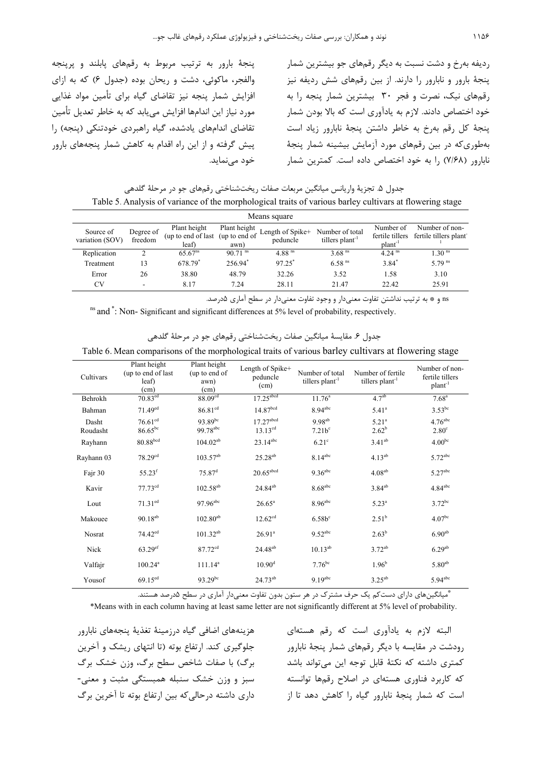ردیفه بهرخ و دشت نسبت به دیگر رقم‌های جو بیشترین شمار پنجهٔ بارور و نابارور را دارند. از بین رقم‌های شش ردیفه نیز رقم‌های نیک، نصرت و فجر ۳۰ بیشترین شمار پنجه را به خود اختصاص دادند. لازم به یادآوری است که بالا بودن شمار پنجهٔ کل رقم بهرخ به خاطر داشتن پنجهٔ نابارور زیاد است به‌طوری‌که در بین رقم‌های مورد آزمایش بیشینه شمار پنجهٔ نابارور (۷/۶۸) را به خود اختصاص داده است. کمترین شمار پنجهٔ بارور به ترتیب مربوط به رقم‌های پابلند و پرپنجه والفجر، ماکوئی، دشت و ریحان بوده (جدول ۶) که به ازای افزایش شمار پنجه نیز تقاضای گیاه برای تأمین مواد غذایی مورد نیاز این اندام‌ها افزایش می‌یابد که به خاطر تعدیل تأمین تقاضای اندام‌های یادشده، گیاه راهبردی خودتنکی (پنجه) را پیش گرفته و از این راه اقدام به کاهش شمار پنجه‌های بارور خود می‌نماید.

جدول ۵. تجزیهٔ واریانس میانگین مربعات صفات ریخت‌شناختی رقم‌های جو در مرحلهٔ گلدهی

Table 5. Analysis of variance of the morphological traits of various barley cultivars at flowering stage

| Source of variation (SOV) | Degree of freedom | Plant height (up to end of last leaf) | Plant height (up to end of awn) | Length of Spike+ peduncle | Number of total tillers plant$^{-1}$ | Number of fertile tillers plant$^{-1}$ | Number of non-fertile tillers plant$^{-1}$ |
|---|---|---|---|---|---|---|---|
| | | Means square | | | | | |
| Replication | 2 | 65.67$^{ns}$ | 90.71$^{ns}$ | 4.88$^{ns}$ | 3.68$^{ns}$ | 4.24$^{ns}$ | 1.30$^{ns}$ |
| Treatment | 13 | 678.79$^{*}$ | 256.94$^{*}$ | 97.25$^{*}$ | 6.58$^{ns}$ | 3.84$^{*}$ | 5.79$^{ns}$ |
| Error | 26 | 38.80 | 48.79 | 32.26 | 3.52 | 1.58 | 3.10 |
| CV | - | 8.17 | 7.24 | 28.11 | 21.47 | 22.42 | 25.91 |

ns و * به ترتیب نداشتن تفاوت معنی‌دار و وجود تفاوت معنی‌دار در سطح آماری ۵درصد.

$^{ns}$ and $^{*}$: Non- Significant and significant differences at 5% level of probability, respectively.

جدول ۶. مقایسهٔ میانگین صفات ریخت‌شناختی رقم‌های جو در مرحلهٔ گلدهی

Table 6. Mean comparisons of the morphological traits of various barley cultivars at flowering stage

| Cultivars | Plant height (up to end of last leaf) (cm) | Plant height (up to end of awn) (cm) | Length of Spike+ peduncle (cm) | Number of total tillers plant$^{-1}$ | Number of fertile tillers plant$^{-1}$ | Number of non-fertile tillers plant$^{-1}$ |
|---|---|---|---|---|---|---|
| Behrokh | 70.83$^{cd}$ | 88.09$^{cd}$ | 17.25$^{abcd}$ | 11.76$^{a}$ | 4.7$^{ab}$ | 7.68$^{a}$ |
| Bahman | 71.49$^{cd}$ | 86.81$^{cd}$ | 14.87$^{bcd}$ | 8.94$^{abc}$ | 5.41$^{a}$ | 3.53$^{bc}$ |
| Dasht | 76.61$^{cd}$ | 93.89$^{bc}$ | 17.27$^{abcd}$ | 9.98$^{ab}$ | 5.21$^{a}$ | 4.76$^{abc}$ |
| Roudasht | 86.65$^{bc}$ | 99.78$^{abc}$ | 13.13$^{cd}$ | 7.21b$^{c}$ | 2.62$^{b}$ | 2.80$^{c}$ |
| Rayhann | 80.88$^{bcd}$ | 104.02$^{ab}$ | 23.14$^{abc}$ | 6.21$^{c}$ | 3.41$^{ab}$ | 4.00$^{bc}$ |
| Rayhann 03 | 78.29$^{cd}$ | 103.57$^{ab}$ | 25.28$^{ab}$ | 8.14$^{abc}$ | 4.13$^{ab}$ | 5.72$^{abc}$ |
| Fajr 30 | 55.23$^{f}$ | 75.87$^{d}$ | 20.65$^{abcd}$ | 9.36$^{abc}$ | 4.08$^{ab}$ | 5.27$^{abc}$ |
| Kavir | 77.73$^{cd}$ | 102.58$^{ab}$ | 24.84$^{ab}$ | 8.68$^{abc}$ | 3.84$^{ab}$ | 4.84$^{abc}$ |
| Lout | 71.31$^{cd}$ | 97.96$^{abc}$ | 26.65$^{a}$ | 8.96$^{abc}$ | 5.23$^{a}$ | 3.72$^{bc}$ |
| Makouee | 90.18$^{ab}$ | 102.80$^{ab}$ | 12.62$^{cd}$ | 6.58b$^{c}$ | 2.51$^{b}$ | 4.07$^{bc}$ |
| Nosrat | 74.42$^{cd}$ | 101.32$^{ab}$ | 26.91$^{a}$ | 9.52$^{abc}$ | 2.63$^{b}$ | 6.90$^{ab}$ |
| Nick | 63.29$^{ef}$ | 87.72$^{cd}$ | 24.48$^{ab}$ | 10.13$^{ab}$ | 3.72$^{ab}$ | 6.29$^{ab}$ |
| Valfajr | 100.24$^{a}$ | 111.14$^{a}$ | 10.90$^{d}$ | 7.76$^{bc}$ | 1.96$^{b}$ | 5.80$^{ab}$ |
| Yousof | 69.15$^{cd}$ | 93.29$^{bc}$ | 24.73$^{ab}$ | 9.19$^{abc}$ | 3.25$^{ab}$ | 5.94$^{abc}$ |

*میانگین‌های دارای دست‌کم یک حرف مشترک در هر ستون بدون تفاوت معنی‌دار آماری در سطح ۵درصد هستند.

*Means with in each column having at least same letter are not significantly different at 5% level of probability.

البته لازم به یادآوری است که رقم هسته‌ای رودشت در مقایسه با دیگر رقم‌های شمار پنجهٔ نابارور کمتری داشته که نکتهٔ قابل توجه این می‌تواند باشد که کاربرد فناوری هسته‌ای در اصلاح رقم‌ها توانسته است که شمار پنجهٔ نابارور گیاه را کاهش دهد تا از هزینه‌های اضافی گیاه درزمینهٔ تغذیهٔ پنجه‌های نابارور جلوگیری کند. ارتفاع بوته (تا انتهای ریشک و آخرین برگ) با صفات شاخص سطح برگ، وزن خشک برگ سبز و وزن خشک سنبله همبستگی مثبت و معنی‌داری داشته درحالی‌که بین ارتفاع بوته تا آخرین برگ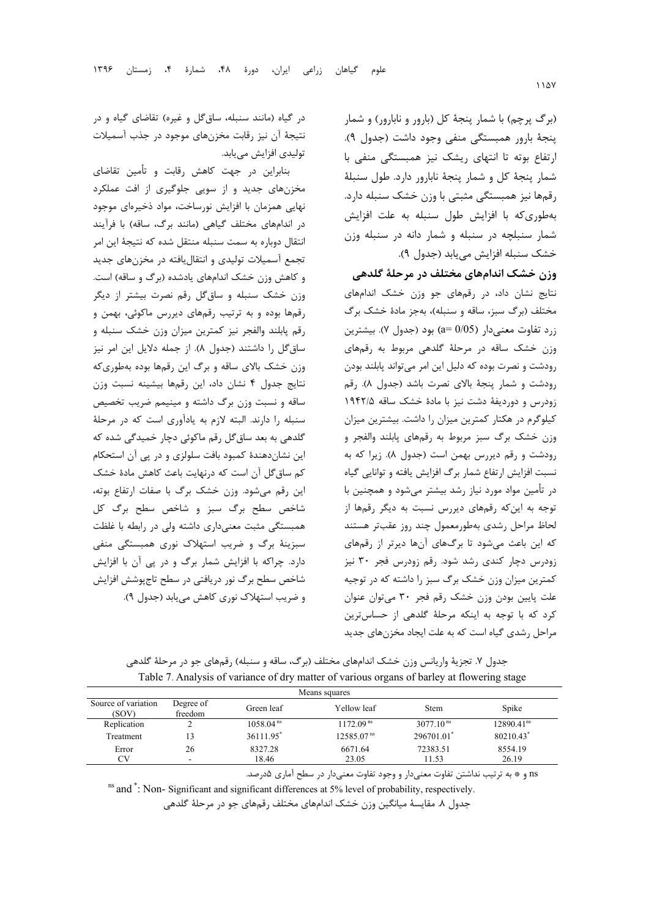(برگ پرچم) با شمار پنجهٔ کل (بارور و نابارور) و شمار پنجهٔ بارور همبستگی منفی وجود داشت (جدول ۹). ارتفاع بوته تا انتهای ریشک نیز همبستگی منفی با شمار پنجهٔ کل و شمار پنجهٔ نابارور دارد. طول سنبلهٔ رقم‌ها نیز همبستگی مثبتی با وزن خشک سنبله دارد. به‌طوری‌که با افزایش طول سنبله به علت افزایش شمار سنبلچه در سنبله و شمار دانه در سنبله وزن خشک سنبله افزایش می‌یابد (جدول ۹).

### وزن خشک اندام‌های مختلف در مرحلهٔ گلدهی

نتایج نشان داد، در رقم‌های جو وزن خشک اندام‌های مختلف (برگ سبز، ساقه و سنبله)، به‌جز مادهٔ خشک برگ زرد تفاوت معنی‌دار (a= 0/05) بود (جدول ۷). بیشترین وزن خشک ساقه در مرحلهٔ گلدهی مربوط به رقم‌های رودشت و نصرت بوده که دلیل این امر می‌تواند پابلند بودن رودشت و شمار پنجهٔ بالای نصرت باشد (جدول ۸). رقم زودرس و دوردیفهٔ دشت نیز با مادهٔ خشک ساقه ۱۹۴۲/۵ کیلوگرم در هکتار کمترین میزان را داشت. بیشترین میزان وزن خشک برگ سبز مربوط به رقم‌های پابلند والفجر و رودشت و رقم دیررس بهمن است (جدول ۸). زیرا که به نسبت افزایش ارتفاع شمار برگ افزایش یافته و توانایی گیاه در تأمین مواد مورد نیاز رشد بیشتر می‌شود و همچنین با توجه به این‌که رقم‌های دیررس نسبت به دیگر رقم‌ها از لحاظ مراحل رشدی به‌طورمعمول چند روز عقب‌تر هستند که این باعث می‌شود تا برگ‌های آن‌ها دیرتر از رقم‌های زودرس دچار کندی رشد شود. رقم زودرس فجر ۳۰ نیز کمترین میزان وزن خشک برگ سبز را داشته که در توجیه علت پایین بودن وزن خشک رقم فجر ۳۰ می‌توان عنوان کرد که با توجه به اینکه مرحلهٔ گلدهی از حساس‌ترین مراحل رشدی گیاه است که به علت ایجاد مخزن‌های جدید در گیاه (مانند سنبله، ساق‌گل و غیره) تقاضای گیاه و در نتیجهٔ آن نیز رقابت مخزن‌های موجود در جذب آسمیلات تولیدی افزایش می‌یابد.

بنابراین در جهت کاهش رقابت و تأمین تقاضای مخزن‌های جدید و از سویی جلوگیری از افت عملکرد نهایی همزمان با افزایش نورساخت، مواد ذخیره‌ای موجود در اندام‌های مختلف گیاهی (مانند برگ، ساقه) با فرآیند انتقال دوباره به سمت سنبله منتقل شده که نتیجهٔ این امر تجمع آسمیلات تولیدی و انتقال‌یافته در مخزن‌های جدید و کاهش وزن خشک اندام‌های یادشده (برگ و ساقه) است. وزن خشک سنبله و ساق‌گل رقم نصرت بیشتر از دیگر رقم‌ها بوده و به ترتیب رقم‌های دیررس ماکوئی، بهمن و رقم پابلند والفجر نیز کمترین میزان وزن خشک سنبله و ساق‌گل را داشتند (جدول ۸). از جمله دلایل این امر نیز وزن خشک بالای ساقه و برگ این رقم‌ها بوده به‌طوری‌که نتایج جدول ۴ نشان داد، این رقم‌ها بیشینه نسبت وزن ساقه و نسبت وزن برگ داشته و مینیمم ضریب تخصیص سنبله را دارند. البته لازم به یادآوری است که در مرحلهٔ گلدهی به بعد ساق‌گل رقم ماکوئی دچار خمیدگی شده که این نشان‌دهندهٔ کمبود بافت سلولزی و در پی آن استحکام کم ساق‌گل آن است که درنهایت باعث کاهش مادهٔ خشک این رقم می‌شود. وزن خشک برگ با صفات ارتفاع بوته، شاخص سطح برگ سبز و شاخص سطح برگ کل همبستگی مثبت معنی‌داری داشته ولی در رابطه با غلظت سبزینهٔ برگ و ضریب استهلاک نوری همبستگی منفی دارد. چراکه با افزایش شمار برگ و در پی آن با افزایش شاخص سطح برگ نور دریافتی در سطح تاج‌پوشش افزایش و ضریب استهلاک نوری کاهش می‌یابد (جدول ۹).

جدول ۷. تجزیهٔ واریانس وزن خشک اندام‌های مختلف (برگ، ساقه و سنبله) رقم‌های جو در مرحلهٔ گلدهی

Table 7. Analysis of variance of dry matter of various organs of barley at flowering stage

| Source of variation (SOV) | Degree of freedom | Means squares | | | |
|---|---|---|---|---|---|
| | | Green leaf | Yellow leaf | Stem | Spike |
| Replication | 2 | 1058.04 $^{ns}$ | 1172.09 $^{ns}$ | 3077.10 $^{ns}$ | 12890.41 $^{ns}$ |
| Treatment | 13 | 36111.95* | 12585.07 $^{ns}$ | 296701.01* | 80210.43* |
| Error | 26 | 8327.28 | 6671.64 | 72383.51 | 8554.19 |
| CV | - | 18.46 | 23.05 | 11.53 | 26.19 |

ns و * به ترتیب نداشتن تفاوت معنی‌دار و وجود تفاوت معنی‌دار در سطح آماری ۵درصد.

ns and *: Non- Significant and significant differences at 5% level of probability, respectively.

جدول ۸. مقایسهٔ میانگین وزن خشک رقم‌های مختلف رقم‌های جو در مرحلهٔ گلدهی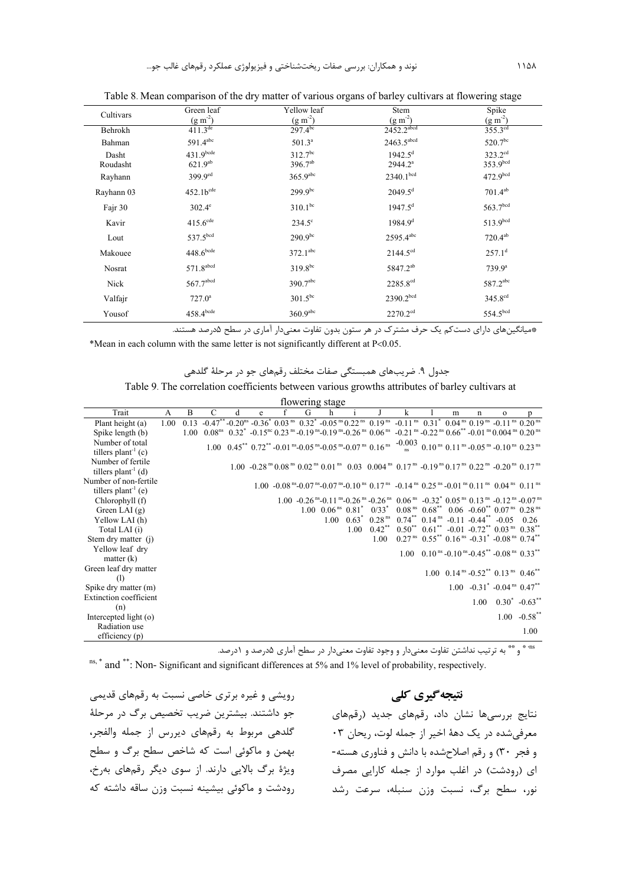Table 8. Mean comparison of the dry matter of various organs of barley cultivars at flowering stage

| Cultivars | Green leaf ($g\ m^{-2}$) | Yellow leaf ($g\ m^{-2}$) | Stem ($g\ m^{-2}$) | Spike ($g\ m^{-2}$) |
|---|---|---|---|---|
| Behrokh | $411.3^{de}$ | $297.4^{bc}$ | $2452.2^{abcd}$ | $355.3^{cd}$ |
| Bahman | $591.4^{abc}$ | $501.3^{a}$ | $2463.5^{abcd}$ | $520.7^{bc}$ |
| Dasht | $431.9^{bcde}$ | $312.7^{bc}$ | $1942.5^{d}$ | $323.2^{cd}$ |
| Roudasht | $621.9^{ab}$ | $396.7^{ab}$ | $2944.2^{a}$ | $353.9^{bcd}$ |
| Rayhann | $399.9^{ed}$ | $365.9^{abc}$ | $2340.1^{bcd}$ | $472.9^{bcd}$ |
| Rayhann 03 | $452.1b^{cde}$ | $299.9^{bc}$ | $2049.5^{d}$ | $701.4^{ab}$ |
| Fajr 30 | $302.4^{e}$ | $310.1^{bc}$ | $1947.5^{d}$ | $563.7^{bcd}$ |
| Kavir | $415.6^{cde}$ | $234.5^{c}$ | $1984.9^{d}$ | $513.9^{bcd}$ |
| Lout | $537.5^{bcd}$ | $290.9^{bc}$ | $2595.4^{abc}$ | $720.4^{ab}$ |
| Makouee | $448.6^{bcde}$ | $372.1^{abc}$ | $2144.5^{cd}$ | $257.1^{d}$ |
| Nosrat | $571.8^{abcd}$ | $319.8^{bc}$ | $5847.2^{ab}$ | $739.9^{a}$ |
| Nick | $567.7^{abcd}$ | $390.7^{abc}$ | $2285.8^{cd}$ | $587.2^{abc}$ |
| Valfajr | $727.0^{a}$ | $301.5^{bc}$ | $2390.2^{bcd}$ | $345.8^{cd}$ |
| Yousof | $458.4^{bcde}$ | $360.9^{abc}$ | $2270.2^{cd}$ | $554.5^{bcd}$ |

*میانگین‌های دارای دست‌کم یک حرف مشترک در هر ستون بدون تفاوت معنی‌دار آماری در سطح ۵درصد هستند.

*Mean in each column with the same letter is not significantly different at P<0.05.

جدول ۹. ضریب‌های همبستگی صفات مختلف رقم‌های جو در مرحلۀ گلدهی

Table 9. The correlation coefficients between various growths attributes of barley cultivars at flowering stage

| Trait | A | B | C | d | e | f | G | h | i | J | k | l | m | n | o | p |
|---|---|---|---|---|---|---|---|---|---|---|---|---|---|---|---|---|
| Plant height (a) | 1.00 | 0.13 | $-0.47^{**}$ | $-0.20^{ns}$ | $-0.36^{*}$ | $0.03^{ns}$ | $0.32^{*}$ | $-0.05^{ns}$ | $0.22^{ns}$ | $0.19^{ns}$ | $-0.11^{ns}$ | $0.31^{*}$ | $0.04^{ns}$ | $0.19^{ns}$ | $-0.11^{ns}$ | $0.20^{ns}$ |
| Spike length (b) | | 1.00 | $0.08^{ns}$ | $0.32^{*}$ | $-0.15^{nc}$ | $0.23^{ns}$ | $-0.19^{ns}$ | $-0.19^{ns}$ | $-0.26^{ns}$ | $0.06^{ns}$ | $-0.21^{ns}$ | $-0.22^{ns}$ | $0.66^{**}$ | $-0.01^{ns}$ | $0.004^{ns}$ | $0.20^{ns}$ |
| Number of total tillers plant$^{-1}$ (c) | | | 1.00 | $0.45^{**}$ | $0.72^{**}$ | $-0.01^{ns}$ | $-0.05^{ns}$ | $-0.05^{ns}$ | $-0.07^{ns}$ | $0.16^{ns}$ | $-0.003^{ns}$ | $0.10^{ns}$ | $0.11^{ns}$ | $-0.05^{ns}$ | $-0.10^{ns}$ | $0.23^{ns}$ |
| Number of fertile tillers plant$^{-1}$ (d) | | | | 1.00 | $-0.28^{ns}$ | $0.08^{ns}$ | $0.02^{ns}$ | $0.01^{ns}$ | 0.03 | $0.004^{ns}$ | $0.17^{ns}$ | $-0.19^{ns}$ | $0.17^{ns}$ | $0.22^{ns}$ | $-0.20^{ns}$ | $0.17^{ns}$ |
| Number of non-fertile tillers plant$^{-1}$ (e) | | | | | 1.00 | $-0.08^{ns}$ | $-0.07^{ns}$ | $-0.07^{ns}$ | $-0.10^{ns}$ | $0.17^{ns}$ | $-0.14^{ns}$ | $0.25^{ns}$ | $-0.01^{ns}$ | $0.11^{ns}$ | $0.04^{ns}$ | $0.11^{ns}$ |
| Chlorophyll (f) | | | | | | 1.00 | $-0.26^{ns}$ | $-0.11^{ns}$ | $-0.26^{ns}$ | $-0.26^{ns}$ | $0.06^{ns}$ | $-0.32^{*}$ | $0.05^{ns}$ | $0.13^{ns}$ | $-0.12^{ns}$ | $-0.07^{ns}$ |
| Green LAI (g) | | | | | | | 1.00 | $0.06^{ns}$ | $0.81^{*}$ | $0/33^{*}$ | $0.08^{ns}$ | $0.68^{**}$ | 0.06 | $-0.60^{**}$ | $0.07^{ns}$ | $0.28^{ns}$ |
| Yellow LAI (h) | | | | | | | | 1.00 | $0.63^{*}$ | $0.28^{ns}$ | $0.74^{**}$ | $0.14^{ns}$ | -0.11 | $-0.44^{**}$ | -0.05 | 0.26 |
| Total LAI (i) | | | | | | | | | 1.00 | $0.42^{**}$ | $0.50^{**}$ | $0.61^{**}$ | -0.01 | $-0.72^{**}$ | $0.03^{ns}$ | $0.38^{**}$ |
| Stem dry matter (j) | | | | | | | | | | 1.00 | $0.27^{ns}$ | $0.55^{**}$ | $0.16^{ns}$ | $-0.31^{*}$ | $-0.08^{ns}$ | $0.74^{**}$ |
| Yellow leaf dry matter (k) | | | | | | | | | | | 1.00 | $0.10^{ns}$ | $-0.10^{ns}$ | $-0.45^{**}$ | $-0.08^{ns}$ | $0.33^{**}$ |
| Green leaf dry matter (l) | | | | | | | | | | | | 1.00 | $0.14^{ns}$ | $-0.52^{**}$ | $0.13^{ns}$ | $0.46^{**}$ |
| Spike dry matter (m) | | | | | | | | | | | | | 1.00 | $-0.31^{*}$ | $-0.04^{ns}$ | $0.47^{**}$ |
| Extinction coefficient (n) | | | | | | | | | | | | | | 1.00 | $0.30^{*}$ | $-0.63^{**}$ |
| Intercepted light (o) | | | | | | | | | | | | | | | 1.00 | $-0.58^{**}$ |
| Radiation use efficiency (p) | | | | | | | | | | | | | | | | 1.00 |

ns، * و ** به ترتیب نداشتن تفاوت معنی‌دار و وجود تفاوت معنی‌دار در سطح آماری ۵درصد و ۱درصد.

ns, * and **: Non- Significant and significant differences at 5% and 1% level of probability, respectively.

## نتیجه‌گیری کلی

نتایج بررسی‌ها نشان داد، رقم‌های جدید (رقم‌های معرفی‌شده در یک دهۀ اخیر از جمله لوت، ریحان ۰۳ و فجر ۳۰) و رقم اصلاح‌شده با دانش و فناوری هسته- ای (رودشت) در اغلب موارد از جمله کارایی مصرف نور، سطح برگ، نسبت وزن سنبله، سرعت رشد رویشی و غیره برتری خاصی نسبت به رقم‌های قدیمی جو داشتند. بیشترین ضریب تخصیص برگ در مرحلۀ گلدهی مربوط به رقم‌های دیررس از جمله والفجر، بهمن و ماکوئی است که شاخص سطح برگ و سطح ویژۀ برگ بالایی دارند. از سوی دیگر رقم‌های بهرخ، رودشت و ماکوئی بیشینه نسبت وزن ساقه داشته که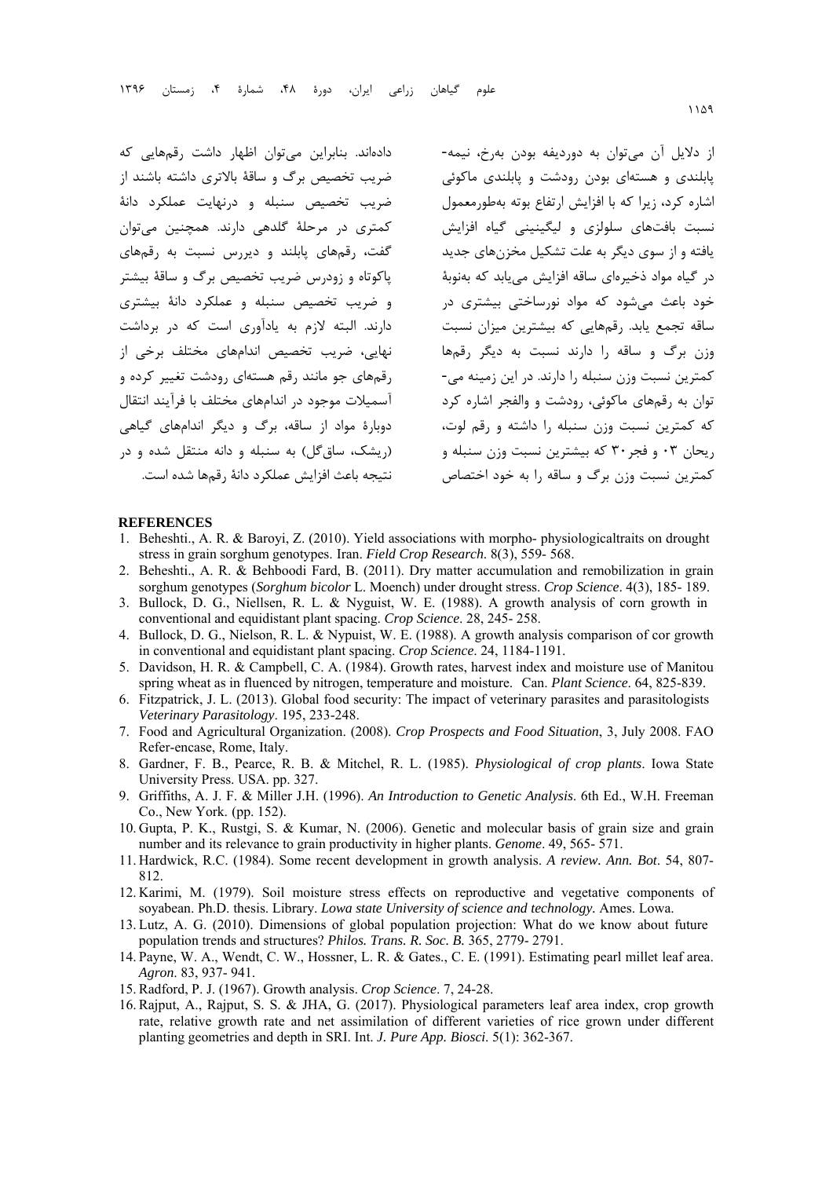از دلایل آن می‌توان به دوردیفه بودن به‌رخ، نیمه-پابلندی و هسته‌ای بودن رودشت و پابلندی ماکوئی اشاره کرد، زیرا که با افزایش ارتفاع بوته به‌طورمعمول نسبت بافت‌های سلولزی و لیگنینی گیاه افزایش یافته و از سوی دیگر به علت تشکیل مخزن‌های جدید در گیاه مواد ذخیره‌ای ساقه افزایش می‌یابد که به‌نوبهٔ خود باعث می‌شود که مواد نورساختی بیشتری در ساقه تجمع یابد. رقم‌هایی که بیشترین میزان نسبت وزن برگ و ساقه را دارند نسبت به دیگر رقم‌ها کمترین نسبت وزن سنبله را دارند. در این زمینه می‌توان به رقم‌های ماکوئی، رودشت و والفجر اشاره کرد که کمترین نسبت وزن سنبله را داشته و رقم لوت، ریحان ۰۳ و فجر۳۰ که بیشترین نسبت وزن سنبله و کمترین نسبت وزن برگ و ساقه را به خود اختصاص داده‌اند. بنابراین می‌توان اظهار داشت رقم‌هایی که ضریب تخصیص برگ و ساقهٔ بالاتری داشته باشند از ضریب تخصیص سنبله و درنهایت عملکرد دانهٔ کمتری در مرحلهٔ گلدهی دارند. همچنین می‌توان گفت، رقم‌های پابلند و دیررس نسبت به رقم‌های پاکوتاه و زودرس ضریب تخصیص برگ و ساقهٔ بیشتر و ضریب تخصیص سنبله و عملکرد دانهٔ بیشتری دارند. البته لازم به یادآوری است که در برداشت نهایی، ضریب تخصیص اندام‌های مختلف برخی از رقم‌های جو مانند رقم هسته‌ای رودشت تغییر کرده و آسمیلات موجود در اندام‌های مختلف با فرآیند انتقال دوبارهٔ مواد از ساقه، برگ و دیگر اندام‌های گیاهی (ریشک، ساق‌گل) به سنبله و دانه منتقل شده و در نتیجه باعث افزایش عملکرد دانهٔ رقم‌ها شده است.

## REFERENCES

1. Beheshti., A. R. & Baroyi, Z. (2010). Yield associations with morpho- physiologicaltraits on drought stress in grain sorghum genotypes. Iran. *Field Crop Research*. 8(3), 559- 568.
2. Beheshti., A. R. & Behboodi Fard, B. (2011). Dry matter accumulation and remobilization in grain sorghum genotypes (*Sorghum bicolor* L. Moench) under drought stress. *Crop Science*. 4(3), 185- 189.
3. Bullock, D. G., Niellsen, R. L. & Nyguist, W. E. (1988). A growth analysis of corn growth in conventional and equidistant plant spacing. *Crop Science*. 28, 245- 258.
4. Bullock, D. G., Nielson, R. L. & Nypuist, W. E. (1988). A growth analysis comparison of cor growth in conventional and equidistant plant spacing. *Crop Science*. 24, 1184-1191.
5. Davidson, H. R. & Campbell, C. A. (1984). Growth rates, harvest index and moisture use of Manitou spring wheat as in fluenced by nitrogen, temperature and moisture. Can. *Plant Science*. 64, 825-839.
6. Fitzpatrick, J. L. (2013). Global food security: The impact of veterinary parasites and parasitologists *Veterinary Parasitology*. 195, 233-248.
7. Food and Agricultural Organization. (2008). *Crop Prospects and Food Situation*, 3, July 2008. FAO Refer-encase, Rome, Italy.
8. Gardner, F. B., Pearce, R. B. & Mitchel, R. L. (1985). *Physiological of crop plants*. Iowa State University Press. USA. pp. 327.
9. Griffiths, A. J. F. & Miller J.H. (1996). *An Introduction to Genetic Analysis*. 6th Ed., W.H. Freeman Co., New York. (pp. 152).
10. Gupta, P. K., Rustgi, S. & Kumar, N. (2006). Genetic and molecular basis of grain size and grain number and its relevance to grain productivity in higher plants. *Genome*. 49, 565- 571.
11. Hardwick, R.C. (1984). Some recent development in growth analysis. *A review. Ann. Bot*. 54, 807-812.
12. Karimi, M. (1979). Soil moisture stress effects on reproductive and vegetative components of soyabean. Ph.D. thesis. Library. *Lowa state University of science and technology*. Ames. Lowa.
13. Lutz, A. G. (2010). Dimensions of global population projection: What do we know about future population trends and structures? *Philos. Trans. R. Soc. B*. 365, 2779- 2791.
14. Payne, W. A., Wendt, C. W., Hossner, L. R. & Gates., C. E. (1991). Estimating pearl millet leaf area. *Agron*. 83, 937- 941.
15. Radford, P. J. (1967). Growth analysis. *Crop Science*. 7, 24-28.
16. Rajput, A., Rajput, S. S. & JHA, G. (2017). Physiological parameters leaf area index, crop growth rate, relative growth rate and net assimilation of different varieties of rice grown under different planting geometries and depth in SRI. Int. *J. Pure App. Biosci*. 5(1): 362-367.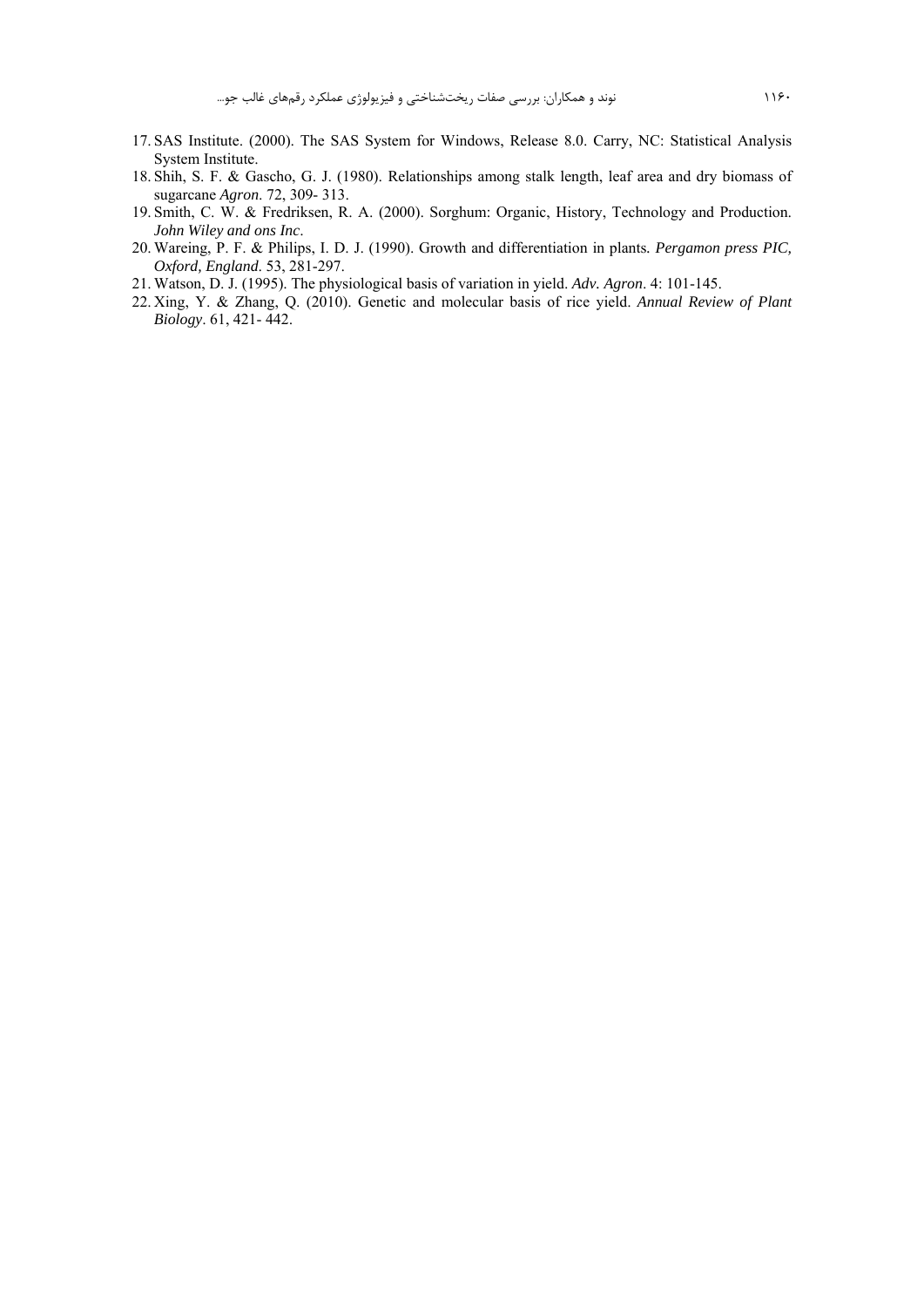17. SAS Institute. (2000). The SAS System for Windows, Release 8.0. Carry, NC: Statistical Analysis System Institute.
18. Shih, S. F. & Gascho, G. J. (1980). Relationships among stalk length, leaf area and dry biomass of sugarcane *Agron*. 72, 309- 313.
19. Smith, C. W. & Fredriksen, R. A. (2000). Sorghum: Organic, History, Technology and Production. *John Wiley and ons Inc*.
20. Wareing, P. F. & Philips, I. D. J. (1990). Growth and differentiation in plants. *Pergamon press PIC, Oxford, England*. 53, 281-297.
21. Watson, D. J. (1995). The physiological basis of variation in yield. *Adv. Agron*. 4: 101-145.
22. Xing, Y. & Zhang, Q. (2010). Genetic and molecular basis of rice yield. *Annual Review of Plant Biology*. 61, 421- 442.